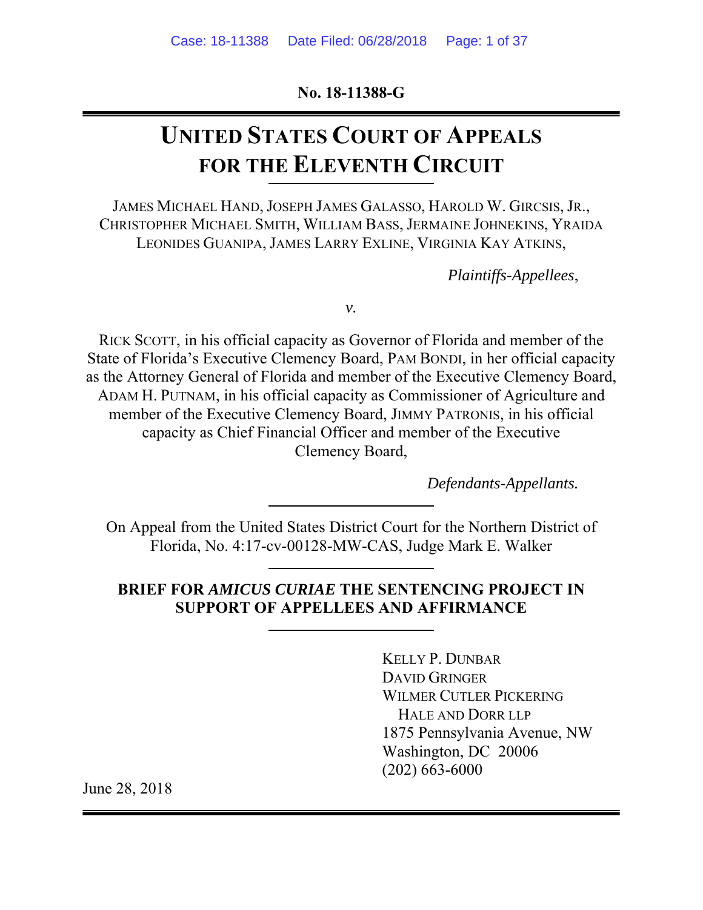**No. 18-11388-G**

# UNITED STATES COURT OF APPEALS FOR THE ELEVENTH CIRCUIT

JAMES MICHAEL HAND, JOSEPH JAMES GALASSO, HAROLD W. GIRCSIS, JR., CHRISTOPHER MICHAEL SMITH, WILLIAM BASS, JERMAINE JOHNEKINS, YRAIDA LEONIDES GUANIPA, JAMES LARRY EXLINE, VIRGINIA KAY ATKINS,

*Plaintiffs-Appellees*,

*v.*

RICK SCOTT, in his official capacity as Governor of Florida and member of the State of Florida's Executive Clemency Board, PAM BONDI, in her official capacity as the Attorney General of Florida and member of the Executive Clemency Board, ADAM H. PUTNAM, in his official capacity as Commissioner of Agriculture and member of the Executive Clemency Board, JIMMY PATRONIS, in his official capacity as Chief Financial Officer and member of the Executive Clemency Board,

*Defendants-Appellants.*

On Appeal from the United States District Court for the Northern District of Florida, No. 4:17-cv-00128-MW-CAS, Judge Mark E. Walker

**BRIEF FOR *AMICUS CURIAE* THE SENTENCING PROJECT IN SUPPORT OF APPELLEES AND AFFIRMANCE**

KELLY P. DUNBAR
DAVID GRINGER
WILMER CUTLER PICKERING
HALE AND DORR LLP
1875 Pennsylvania Avenue, NW
Washington, DC 20006
(202) 663-6000

June 28, 2018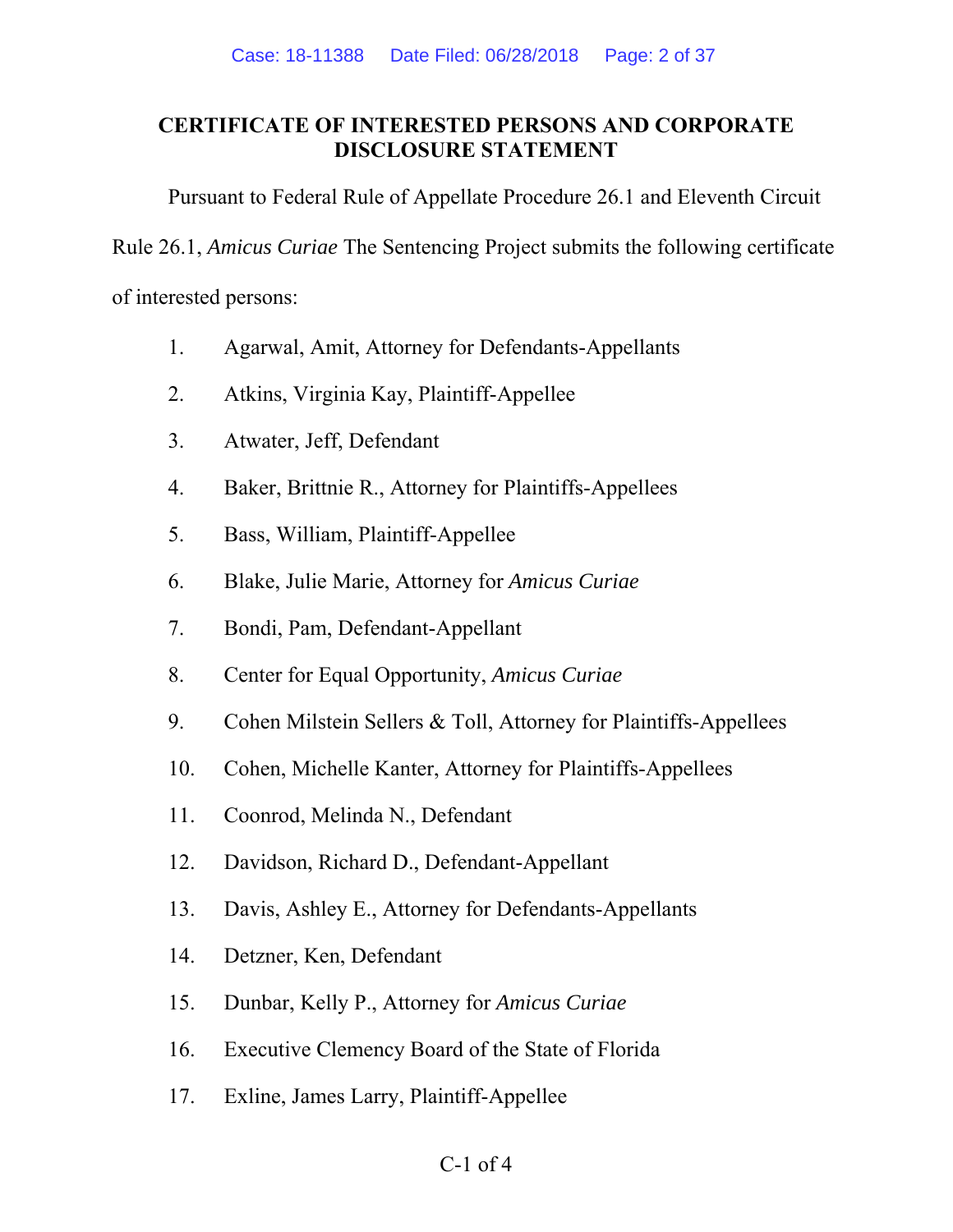## CERTIFICATE OF INTERESTED PERSONS AND CORPORATE DISCLOSURE STATEMENT

Pursuant to Federal Rule of Appellate Procedure 26.1 and Eleventh Circuit Rule 26.1, *Amicus Curiae* The Sentencing Project submits the following certificate of interested persons:

1. Agarwal, Amit, Attorney for Defendants-Appellants
2. Atkins, Virginia Kay, Plaintiff-Appellee
3. Atwater, Jeff, Defendant
4. Baker, Brittnie R., Attorney for Plaintiffs-Appellees
5. Bass, William, Plaintiff-Appellee
6. Blake, Julie Marie, Attorney for *Amicus Curiae*
7. Bondi, Pam, Defendant-Appellant
8. Center for Equal Opportunity, *Amicus Curiae*
9. Cohen Milstein Sellers & Toll, Attorney for Plaintiffs-Appellees
10. Cohen, Michelle Kanter, Attorney for Plaintiffs-Appellees
11. Coonrod, Melinda N., Defendant
12. Davidson, Richard D., Defendant-Appellant
13. Davis, Ashley E., Attorney for Defendants-Appellants
14. Detzner, Ken, Defendant
15. Dunbar, Kelly P., Attorney for *Amicus Curiae*
16. Executive Clemency Board of the State of Florida
17. Exline, James Larry, Plaintiff-Appellee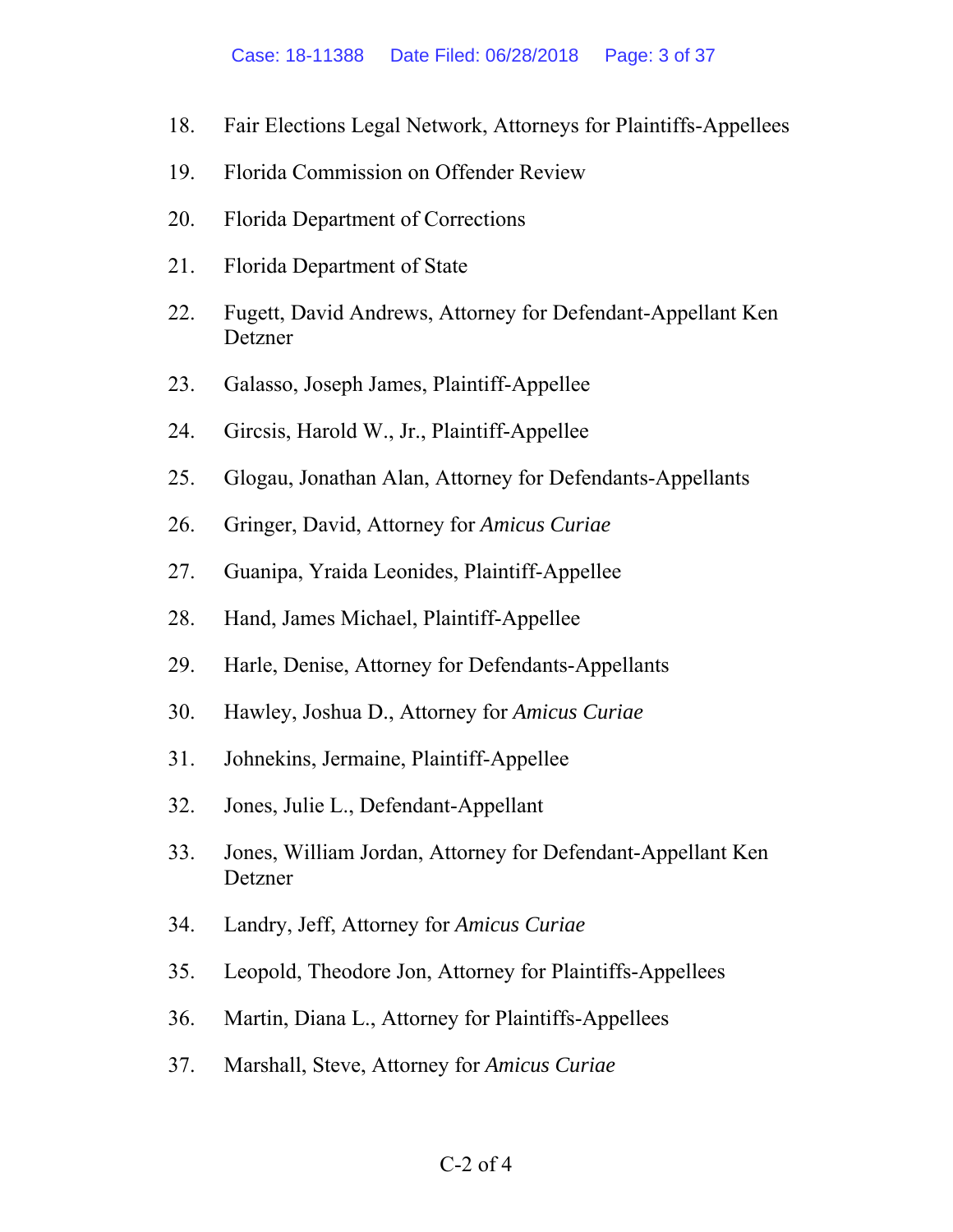18. Fair Elections Legal Network, Attorneys for Plaintiffs-Appellees

19. Florida Commission on Offender Review

20. Florida Department of Corrections

21. Florida Department of State

22. Fugett, David Andrews, Attorney for Defendant-Appellant Ken Detzner

23. Galasso, Joseph James, Plaintiff-Appellee

24. Gircsis, Harold W., Jr., Plaintiff-Appellee

25. Glogau, Jonathan Alan, Attorney for Defendants-Appellants

26. Gringer, David, Attorney for *Amicus Curiae*

27. Guanipa, Yraida Leonides, Plaintiff-Appellee

28. Hand, James Michael, Plaintiff-Appellee

29. Harle, Denise, Attorney for Defendants-Appellants

30. Hawley, Joshua D., Attorney for *Amicus Curiae*

31. Johnekins, Jermaine, Plaintiff-Appellee

32. Jones, Julie L., Defendant-Appellant

33. Jones, William Jordan, Attorney for Defendant-Appellant Ken Detzner

34. Landry, Jeff, Attorney for *Amicus Curiae*

35. Leopold, Theodore Jon, Attorney for Plaintiffs-Appellees

36. Martin, Diana L., Attorney for Plaintiffs-Appellees

37. Marshall, Steve, Attorney for *Amicus Curiae*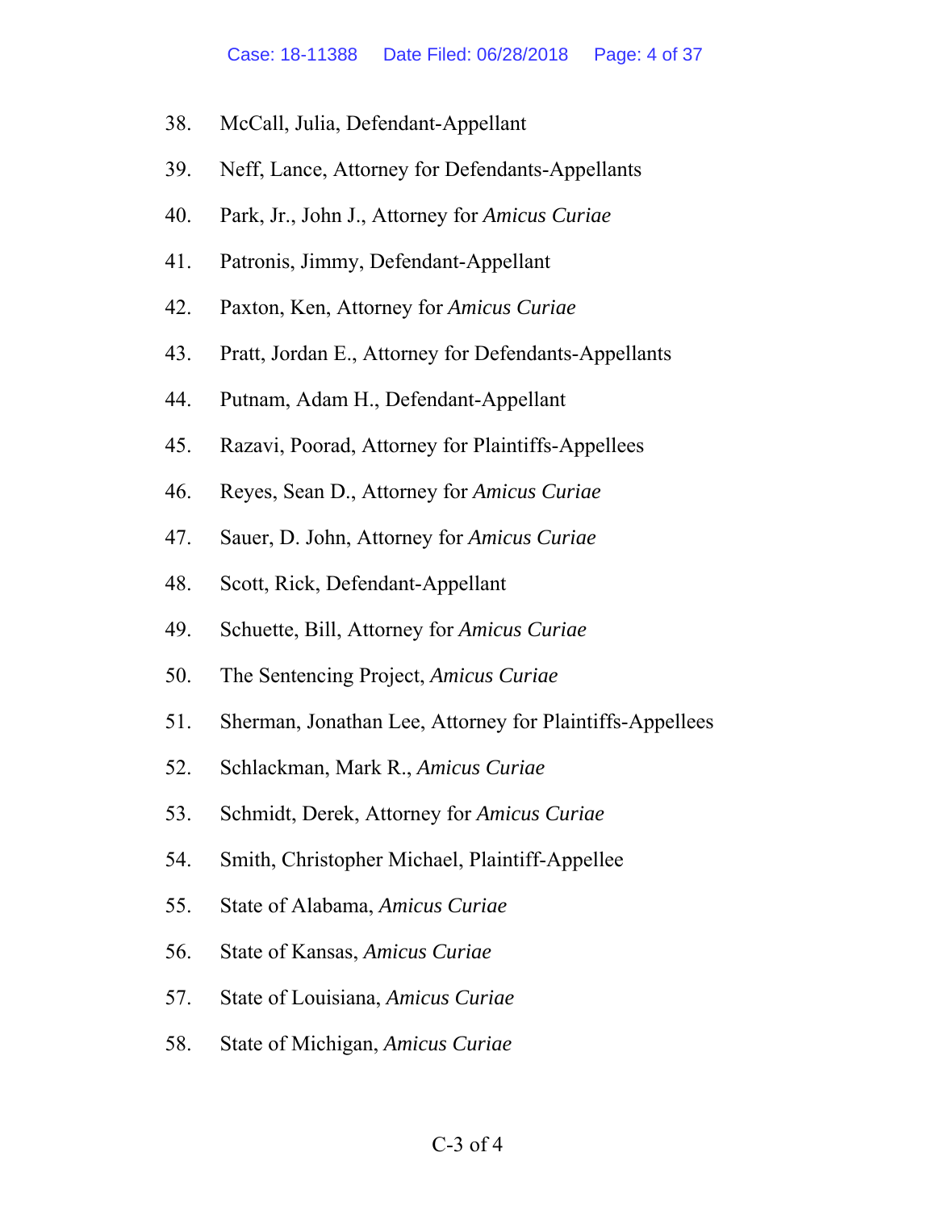38. McCall, Julia, Defendant-Appellant
39. Neff, Lance, Attorney for Defendants-Appellants
40. Park, Jr., John J., Attorney for *Amicus Curiae*
41. Patronis, Jimmy, Defendant-Appellant
42. Paxton, Ken, Attorney for *Amicus Curiae*
43. Pratt, Jordan E., Attorney for Defendants-Appellants
44. Putnam, Adam H., Defendant-Appellant
45. Razavi, Poorad, Attorney for Plaintiffs-Appellees
46. Reyes, Sean D., Attorney for *Amicus Curiae*
47. Sauer, D. John, Attorney for *Amicus Curiae*
48. Scott, Rick, Defendant-Appellant
49. Schuette, Bill, Attorney for *Amicus Curiae*
50. The Sentencing Project, *Amicus Curiae*
51. Sherman, Jonathan Lee, Attorney for Plaintiffs-Appellees
52. Schlackman, Mark R., *Amicus Curiae*
53. Schmidt, Derek, Attorney for *Amicus Curiae*
54. Smith, Christopher Michael, Plaintiff-Appellee
55. State of Alabama, *Amicus Curiae*
56. State of Kansas, *Amicus Curiae*
57. State of Louisiana, *Amicus Curiae*
58. State of Michigan, *Amicus Curiae*

C-3 of 4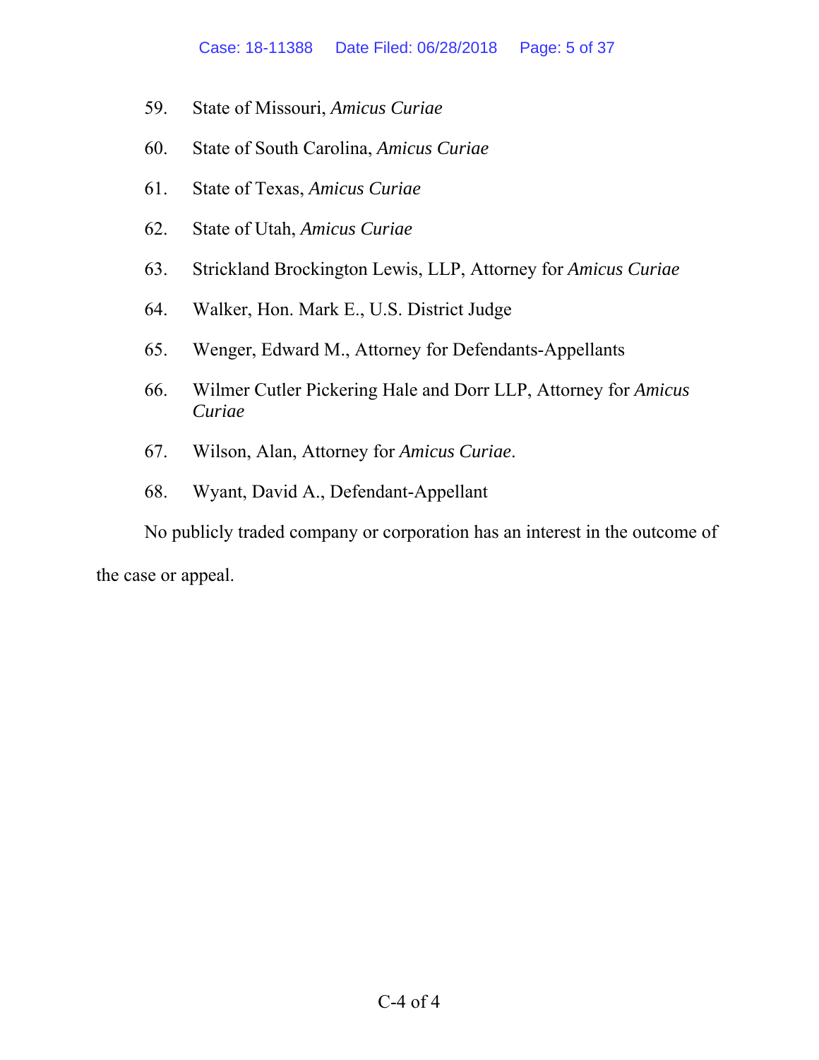59. State of Missouri, *Amicus Curiae*

60. State of South Carolina, *Amicus Curiae*

61. State of Texas, *Amicus Curiae*

62. State of Utah, *Amicus Curiae*

63. Strickland Brockington Lewis, LLP, Attorney for *Amicus Curiae*

64. Walker, Hon. Mark E., U.S. District Judge

65. Wenger, Edward M., Attorney for Defendants-Appellants

66. Wilmer Cutler Pickering Hale and Dorr LLP, Attorney for *Amicus Curiae*

67. Wilson, Alan, Attorney for *Amicus Curiae*.

68. Wyant, David A., Defendant-Appellant

No publicly traded company or corporation has an interest in the outcome of the case or appeal.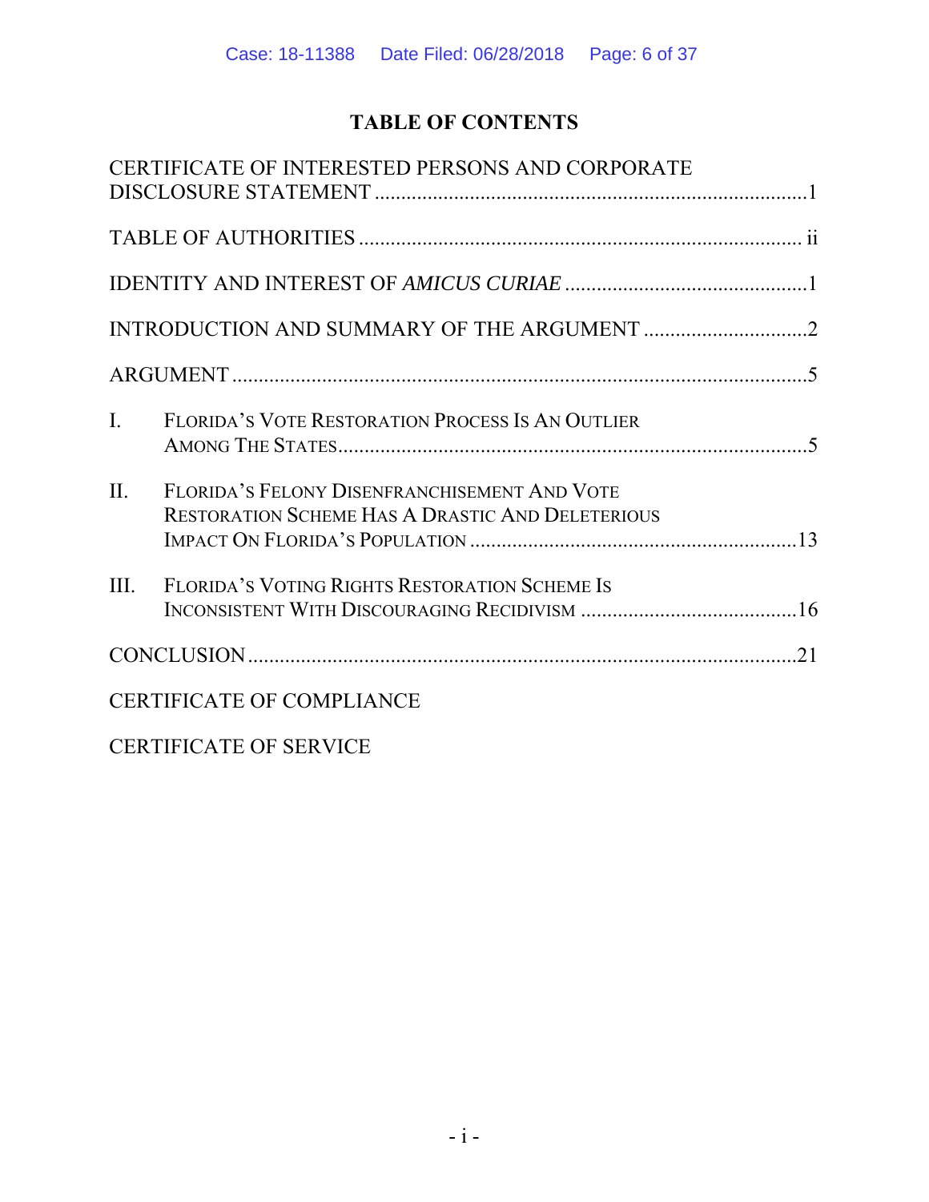# TABLE OF CONTENTS

CERTIFICATE OF INTERESTED PERSONS AND CORPORATE DISCLOSURE STATEMENT ..................................................................................1

TABLE OF AUTHORITIES .................................................................................... ii

IDENTITY AND INTEREST OF *AMICUS CURIAE* ..............................................1

INTRODUCTION AND SUMMARY OF THE ARGUMENT ...............................2

ARGUMENT .............................................................................................................5

I. FLORIDA'S VOTE RESTORATION PROCESS IS AN OUTLIER AMONG THE STATES.........................................................................................5

II. FLORIDA'S FELONY DISENFRANCHISEMENT AND VOTE RESTORATION SCHEME HAS A DRASTIC AND DELETERIOUS IMPACT ON FLORIDA'S POPULATION ..............................................................13

III. FLORIDA'S VOTING RIGHTS RESTORATION SCHEME IS INCONSISTENT WITH DISCOURAGING RECIDIVISM .........................................16

CONCLUSION .......................................................................................................21

CERTIFICATE OF COMPLIANCE

CERTIFICATE OF SERVICE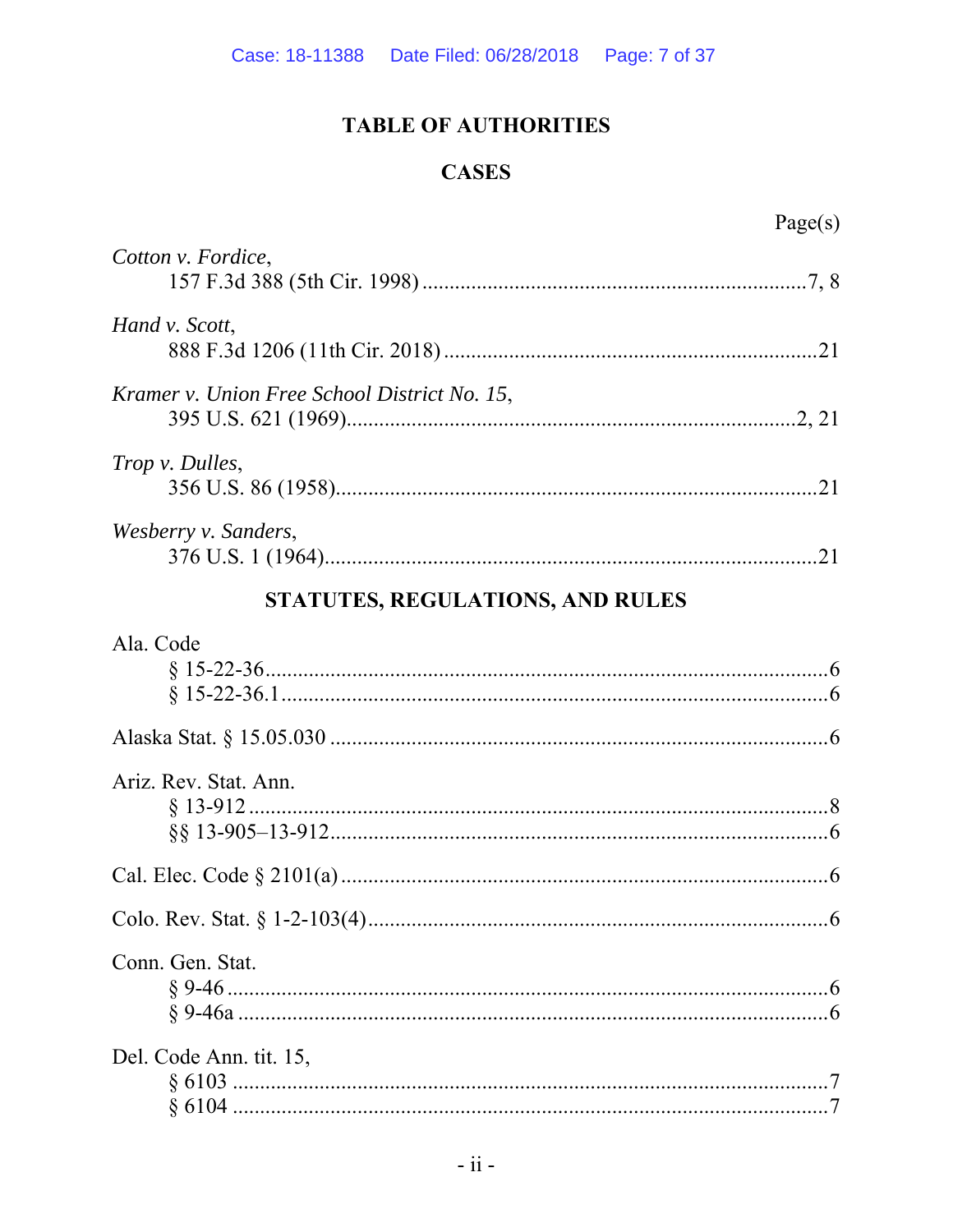# TABLE OF AUTHORITIES

## CASES

Page(s)

*Cotton v. Fordice*,
157 F.3d 388 (5th Cir. 1998) ....................................................................7, 8

*Hand v. Scott*,
888 F.3d 1206 (11th Cir. 2018) ....................................................................21

*Kramer v. Union Free School District No. 15*,
395 U.S. 621 (1969)....................................................................................2, 21

*Trop v. Dulles*,
356 U.S. 86 (1958)........................................................................................21

*Wesberry v. Sanders*,
376 U.S. 1 (1964)..........................................................................................21

## STATUTES, REGULATIONS, AND RULES

Ala. Code
§ 15-22-36.......................................................................................................6
§ 15-22-36.1....................................................................................................6

Alaska Stat. § 15.05.030 ..........................................................................................6

Ariz. Rev. Stat. Ann.
§ 13-912 ..........................................................................................................8
§§ 13-905–13-912............................................................................................6

Cal. Elec. Code § 2101(a) ........................................................................................6

Colo. Rev. Stat. § 1-2-103(4)....................................................................................6

Conn. Gen. Stat.
§ 9-46 ...............................................................................................................6
§ 9-46a .............................................................................................................6

Del. Code Ann. tit. 15,
§ 6103 ..............................................................................................................7
§ 6104 ..............................................................................................................7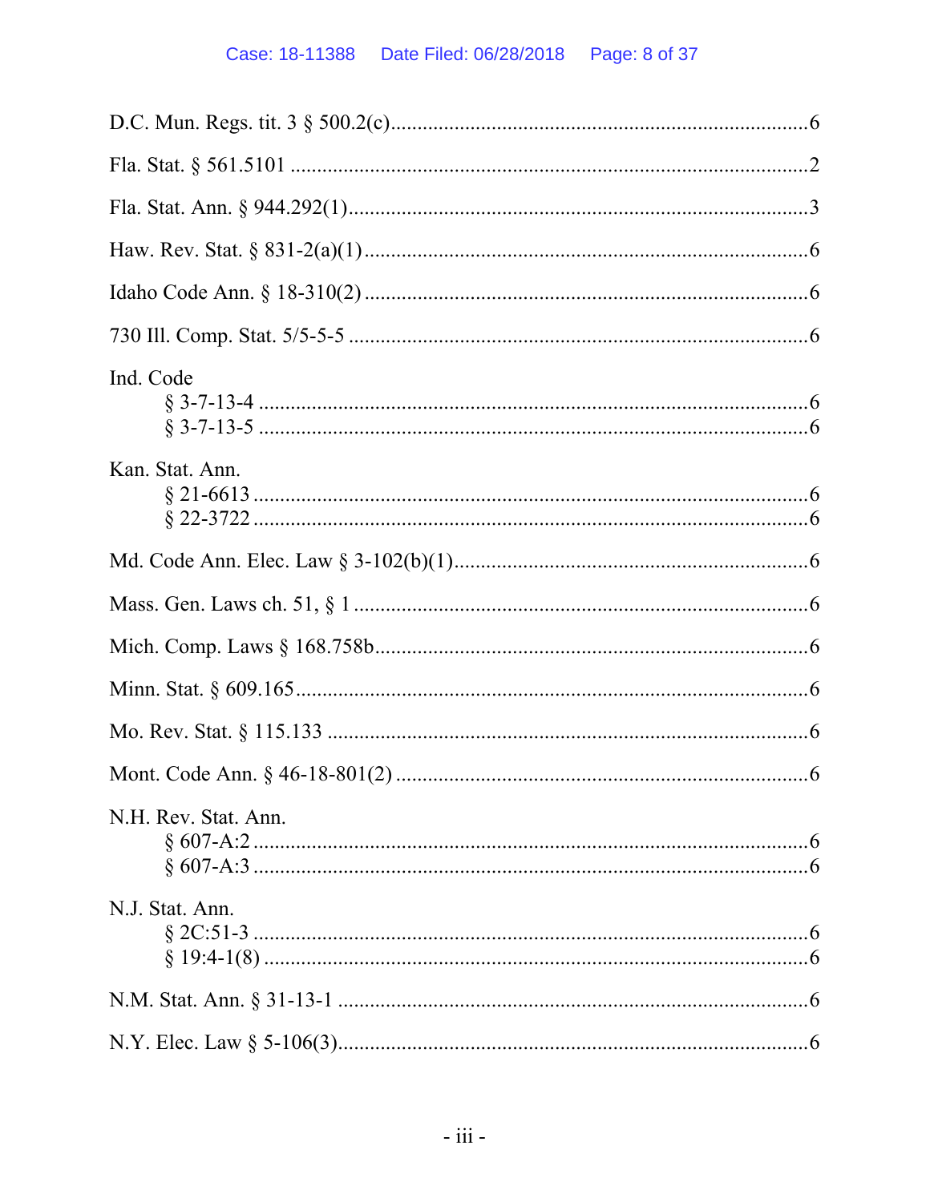D.C. Mun. Regs. tit. 3 § 500.2(c) .......................................................... 6

Fla. Stat. § 561.5101 .......................................................... 2

Fla. Stat. Ann. § 944.292(1) .......................................................... 3

Haw. Rev. Stat. § 831-2(a)(1) .......................................................... 6

Idaho Code Ann. § 18-310(2) .......................................................... 6

730 Ill. Comp. Stat. 5/5-5-5 .......................................................... 6

Ind. Code
- § 3-7-13-4 .......................................................... 6
- § 3-7-13-5 .......................................................... 6

Kan. Stat. Ann.
- § 21-6613 .......................................................... 6
- § 22-3722 .......................................................... 6

Md. Code Ann. Elec. Law § 3-102(b)(1) .......................................................... 6

Mass. Gen. Laws ch. 51, § 1 .......................................................... 6

Mich. Comp. Laws § 168.758b .......................................................... 6

Minn. Stat. § 609.165 .......................................................... 6

Mo. Rev. Stat. § 115.133 .......................................................... 6

Mont. Code Ann. § 46-18-801(2) .......................................................... 6

N.H. Rev. Stat. Ann.
- § 607-A:2 .......................................................... 6
- § 607-A:3 .......................................................... 6

N.J. Stat. Ann.
- § 2C:51-3 .......................................................... 6
- § 19:4-1(8) .......................................................... 6

N.M. Stat. Ann. § 31-13-1 .......................................................... 6

N.Y. Elec. Law § 5-106(3) .......................................................... 6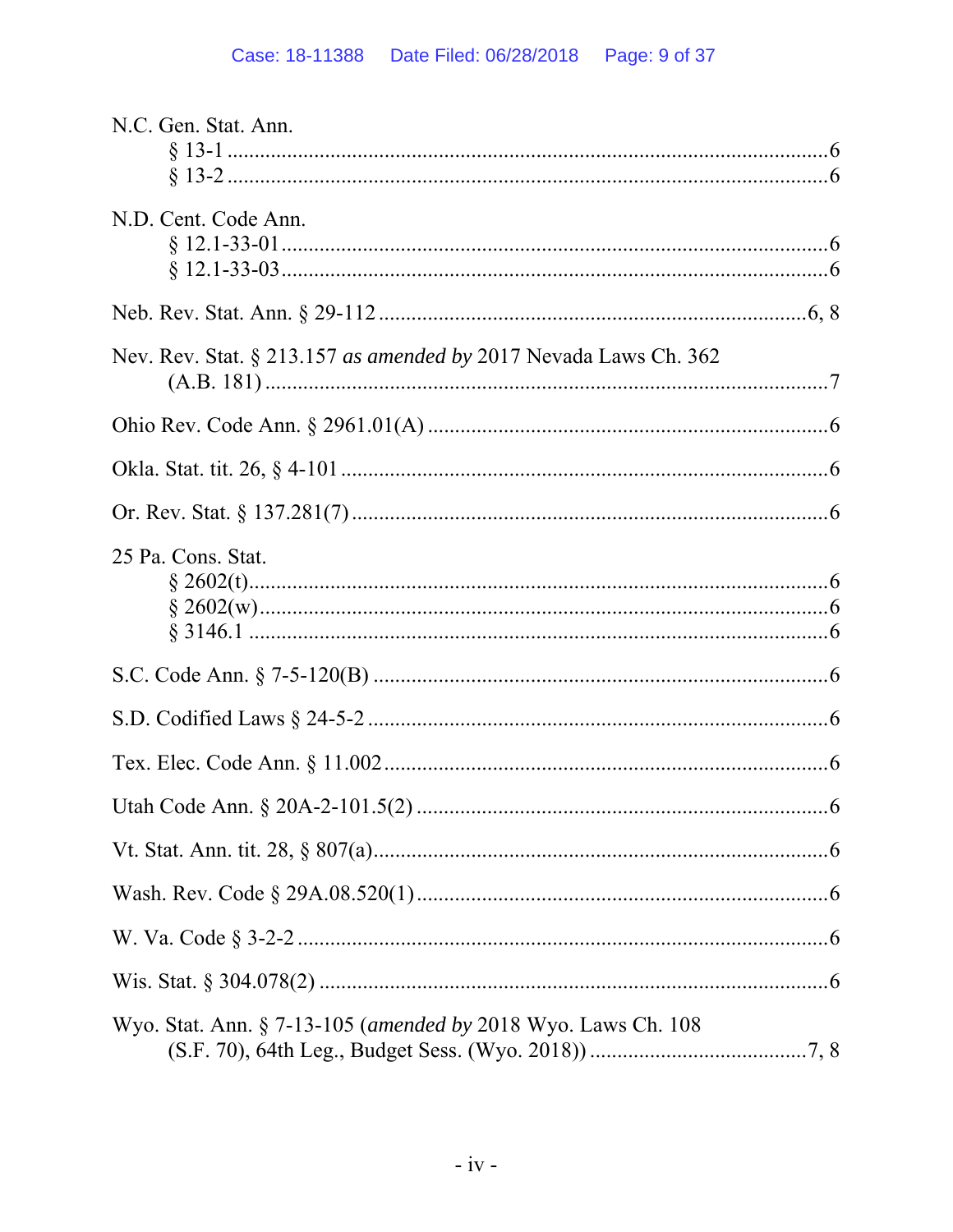N.C. Gen. Stat. Ann.
§ 13-1 ....................................................................................................6
§ 13-2 ....................................................................................................6

N.D. Cent. Code Ann.
§ 12.1-33-01 ..........................................................................................6
§ 12.1-33-03 ..........................................................................................6

Neb. Rev. Stat. Ann. § 29-112 ..............................................................................6, 8

Nev. Rev. Stat. § 213.157 *as amended by* 2017 Nevada Laws Ch. 362
(A.B. 181) ..............................................................................................7

Ohio Rev. Code Ann. § 2961.01(A) .........................................................................6

Okla. Stat. tit. 26, § 4-101 .........................................................................................6

Or. Rev. Stat. § 137.281(7) .......................................................................................6

25 Pa. Cons. Stat.
§ 2602(t)..................................................................................................6
§ 2602(w)................................................................................................6
§ 3146.1 ..................................................................................................6

S.C. Code Ann. § 7-5-120(B) ...................................................................................6

S.D. Codified Laws § 24-5-2 ....................................................................................6

Tex. Elec. Code Ann. § 11.002.................................................................................6

Utah Code Ann. § 20A-2-101.5(2) ..........................................................................6

Vt. Stat. Ann. tit. 28, § 807(a)...................................................................................6

Wash. Rev. Code § 29A.08.520(1) ..........................................................................6

W. Va. Code § 3-2-2 .................................................................................................6

Wis. Stat. § 304.078(2) .............................................................................................6

Wyo. Stat. Ann. § 7-13-105 (*amended by* 2018 Wyo. Laws Ch. 108
(S.F. 70), 64th Leg., Budget Sess. (Wyo. 2018)) ........................................7, 8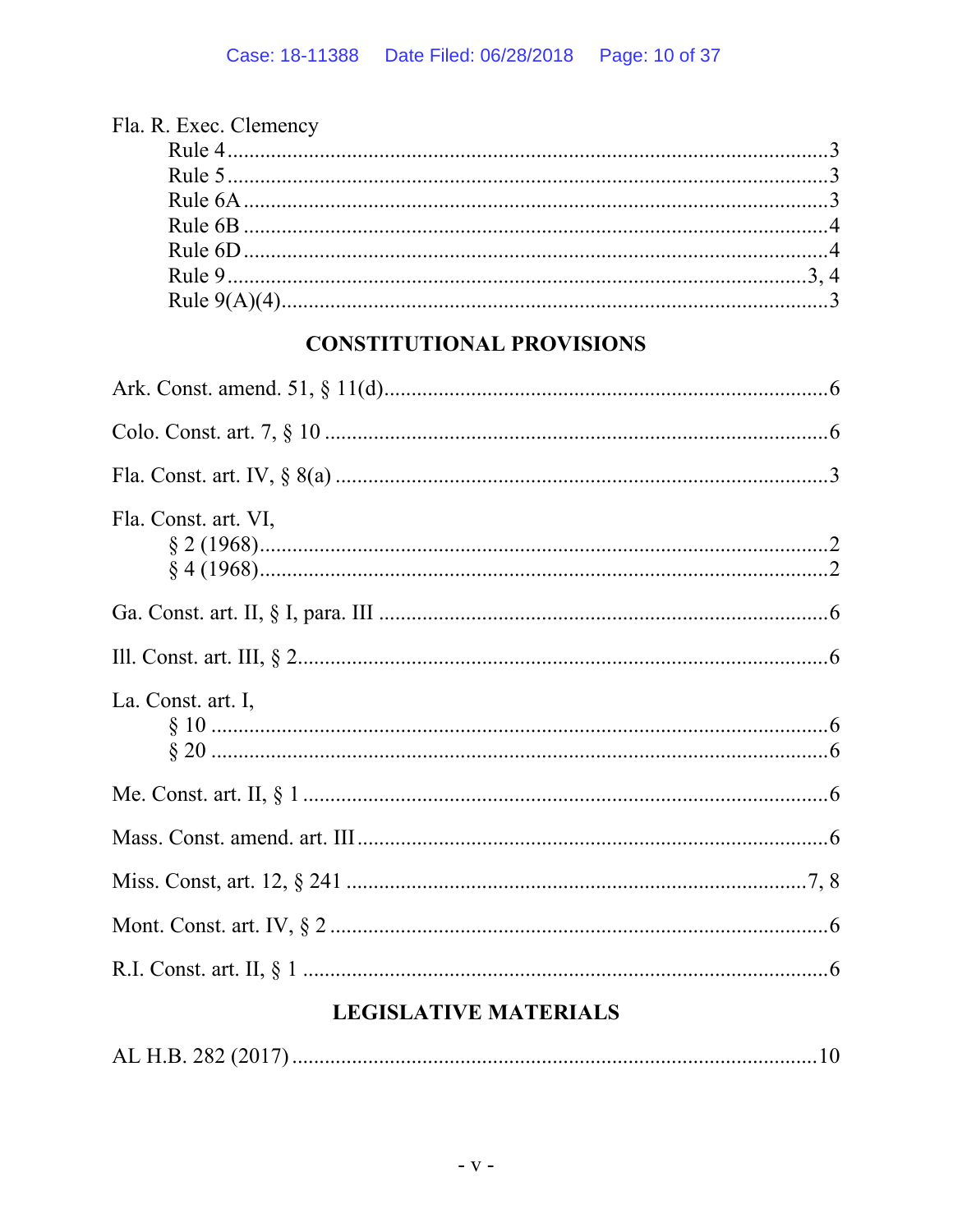Fla. R. Exec. Clemency

- Rule 4 ........................................................................................................ 3
- Rule 5 ........................................................................................................ 3
- Rule 6A ...................................................................................................... 3
- Rule 6B ...................................................................................................... 4
- Rule 6D ...................................................................................................... 4
- Rule 9 ..................................................................................................... 3, 4
- Rule 9(A)(4) ............................................................................................... 3

## CONSTITUTIONAL PROVISIONS

Ark. Const. amend. 51, § 11(d) ............................................................................. 6

Colo. Const. art. 7, § 10 ........................................................................................ 6

Fla. Const. art. IV, § 8(a) ...................................................................................... 3

Fla. Const. art. VI,

- § 2 (1968) ................................................................................................... 2
- § 4 (1968) ................................................................................................... 2

Ga. Const. art. II, § I, para. III .............................................................................. 6

Ill. Const. art. III, § 2 ............................................................................................. 6

La. Const. art. I,

- § 10 ............................................................................................................ 6
- § 20 ............................................................................................................ 6

Me. Const. art. II, § 1 ............................................................................................ 6

Mass. Const. amend. art. III .................................................................................. 6

Miss. Const, art. 12, § 241 ................................................................................. 7, 8

Mont. Const. art. IV, § 2 ....................................................................................... 6

R.I. Const. art. II, § 1 ............................................................................................. 6

## LEGISLATIVE MATERIALS

AL H.B. 282 (2017) ............................................................................................. 10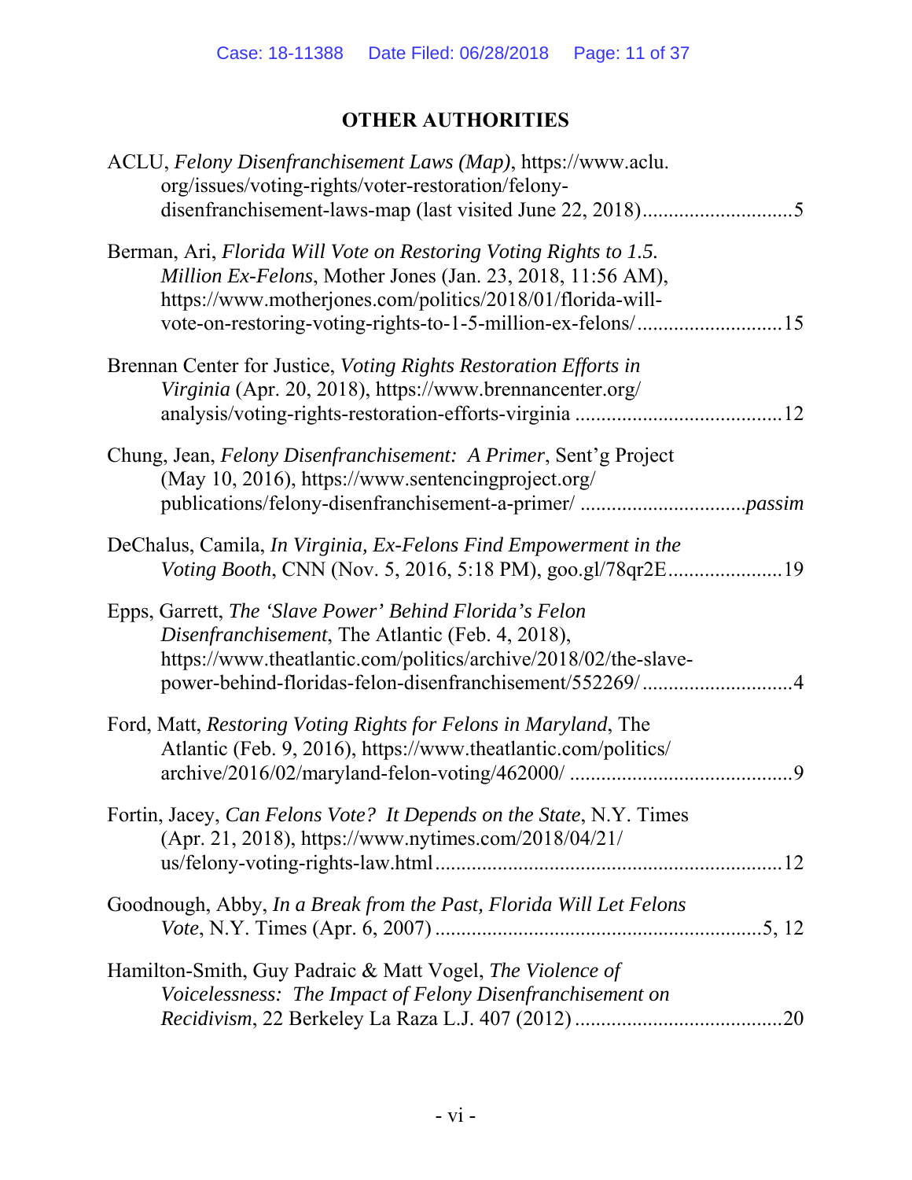# OTHER AUTHORITIES

ACLU, *Felony Disenfranchisement Laws (Map)*, https://www.aclu.org/issues/voting-rights/voter-restoration/felony-disenfranchisement-laws-map (last visited June 22, 2018)............................5

Berman, Ari, *Florida Will Vote on Restoring Voting Rights to 1.5. Million Ex-Felons*, Mother Jones (Jan. 23, 2018, 11:56 AM), https://www.motherjones.com/politics/2018/01/florida-will-vote-on-restoring-voting-rights-to-1-5-million-ex-felons/...........................15

Brennan Center for Justice, *Voting Rights Restoration Efforts in Virginia* (Apr. 20, 2018), https://www.brennancenter.org/analysis/voting-rights-restoration-efforts-virginia .......................................12

Chung, Jean, *Felony Disenfranchisement: A Primer*, Sent'g Project (May 10, 2016), https://www.sentencingproject.org/publications/felony-disenfranchisement-a-primer/ ...............................*passim*

DeChalus, Camila, *In Virginia, Ex-Felons Find Empowerment in the Voting Booth*, CNN (Nov. 5, 2016, 5:18 PM), goo.gl/78qr2E.....................19

Epps, Garrett, *The 'Slave Power' Behind Florida's Felon Disenfranchisement*, The Atlantic (Feb. 4, 2018), https://www.theatlantic.com/politics/archive/2018/02/the-slave-power-behind-floridas-felon-disenfranchisement/552269/............................4

Ford, Matt, *Restoring Voting Rights for Felons in Maryland*, The Atlantic (Feb. 9, 2016), https://www.theatlantic.com/politics/archive/2016/02/maryland-felon-voting/462000/ ..........................................9

Fortin, Jacey, *Can Felons Vote? It Depends on the State*, N.Y. Times (Apr. 21, 2018), https://www.nytimes.com/2018/04/21/us/felony-voting-rights-law.html.................................................................12

Goodnough, Abby, *In a Break from the Past, Florida Will Let Felons Vote*, N.Y. Times (Apr. 6, 2007) ..............................................................5, 12

Hamilton-Smith, Guy Padraic & Matt Vogel, *The Violence of Voicelessness: The Impact of Felony Disenfranchisement on Recidivism*, 22 Berkeley La Raza L.J. 407 (2012) .......................................20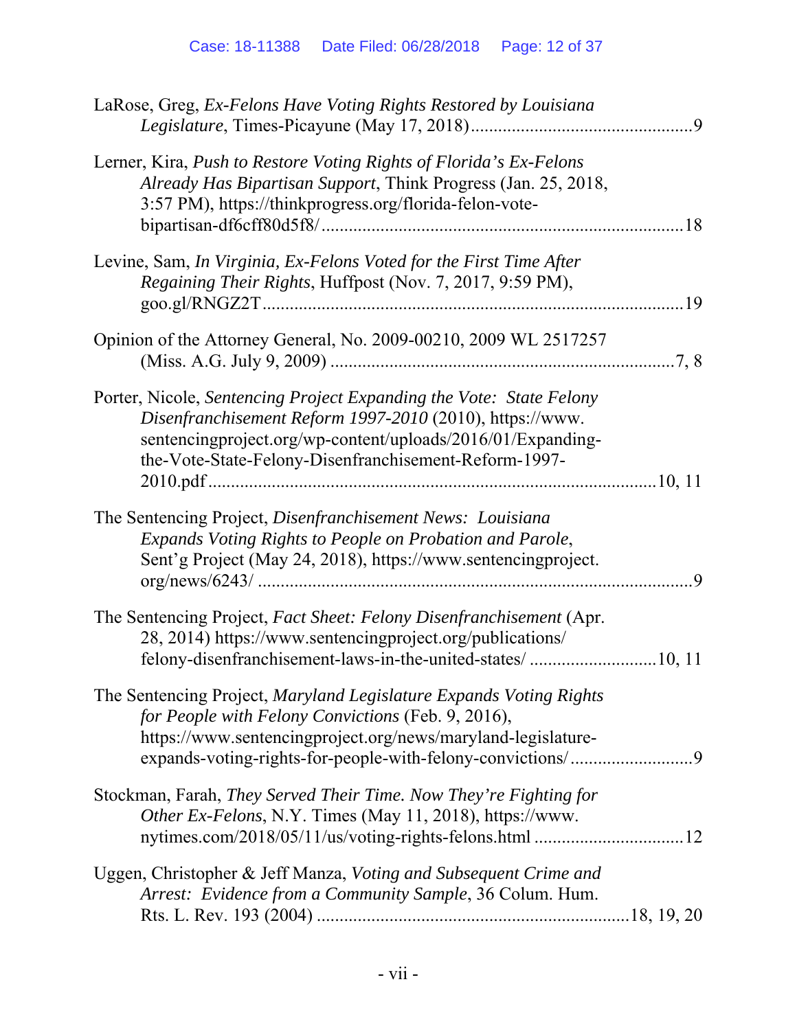LaRose, Greg, *Ex-Felons Have Voting Rights Restored by Louisiana Legislature*, Times-Picayune (May 17, 2018)................................................9

Lerner, Kira, *Push to Restore Voting Rights of Florida's Ex-Felons Already Has Bipartisan Support*, Think Progress (Jan. 25, 2018, 3:57 PM), https://thinkprogress.org/florida-felon-vote-bipartisan-df6cff80d5f8/...............................................................................18

Levine, Sam, *In Virginia, Ex-Felons Voted for the First Time After Regaining Their Rights*, Huffpost (Nov. 7, 2017, 9:59 PM), goo.gl/RNGZ2T...........................................................................................19

Opinion of the Attorney General, No. 2009-00210, 2009 WL 2517257 (Miss. A.G. July 9, 2009) ............................................................................7, 8

Porter, Nicole, *Sentencing Project Expanding the Vote: State Felony Disenfranchisement Reform 1997-2010* (2010), https://www.sentencingproject.org/wp-content/uploads/2016/01/Expanding-the-Vote-State-Felony-Disenfranchisement-Reform-1997-2010.pdf.................................................................................................10, 11

The Sentencing Project, *Disenfranchisement News: Louisiana Expands Voting Rights to People on Probation and Parole*, Sent'g Project (May 24, 2018), https://www.sentencingproject.org/news/6243/ ...............................................................................................9

The Sentencing Project, *Fact Sheet: Felony Disenfranchisement* (Apr. 28, 2014) https://www.sentencingproject.org/publications/felony-disenfranchisement-laws-in-the-united-states/ ............................10, 11

The Sentencing Project, *Maryland Legislature Expands Voting Rights for People with Felony Convictions* (Feb. 9, 2016), https://www.sentencingproject.org/news/maryland-legislature-expands-voting-rights-for-people-with-felony-convictions/...........................9

Stockman, Farah, *They Served Their Time. Now They're Fighting for Other Ex-Felons*, N.Y. Times (May 11, 2018), https://www.nytimes.com/2018/05/11/us/voting-rights-felons.html .................................12

Uggen, Christopher & Jeff Manza, *Voting and Subsequent Crime and Arrest: Evidence from a Community Sample*, 36 Colum. Hum. Rts. L. Rev. 193 (2004) ...................................................................18, 19, 20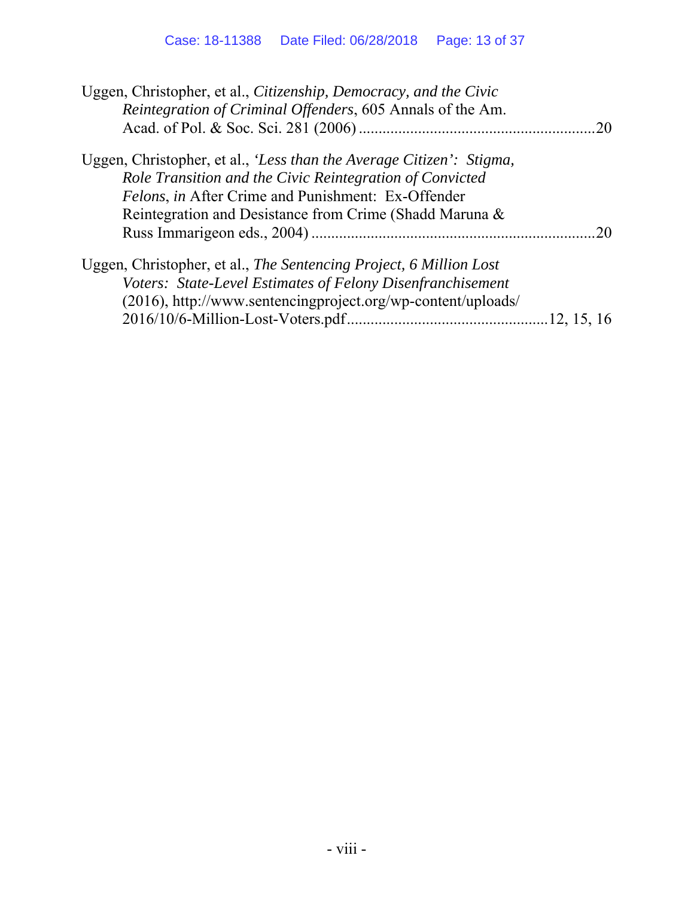Uggen, Christopher, et al., *Citizenship, Democracy, and the Civic Reintegration of Criminal Offenders*, 605 Annals of the Am. Acad. of Pol. & Soc. Sci. 281 (2006) ............................................................20

Uggen, Christopher, et al., *'Less than the Average Citizen': Stigma, Role Transition and the Civic Reintegration of Convicted Felons*, *in* After Crime and Punishment: Ex-Offender Reintegration and Desistance from Crime (Shadd Maruna & Russ Immarigeon eds., 2004) ........................................................................20

Uggen, Christopher, et al., *The Sentencing Project, 6 Million Lost Voters: State-Level Estimates of Felony Disenfranchisement* (2016), http://www.sentencingproject.org/wp-content/uploads/2016/10/6-Million-Lost-Voters.pdf..................................................12, 15, 16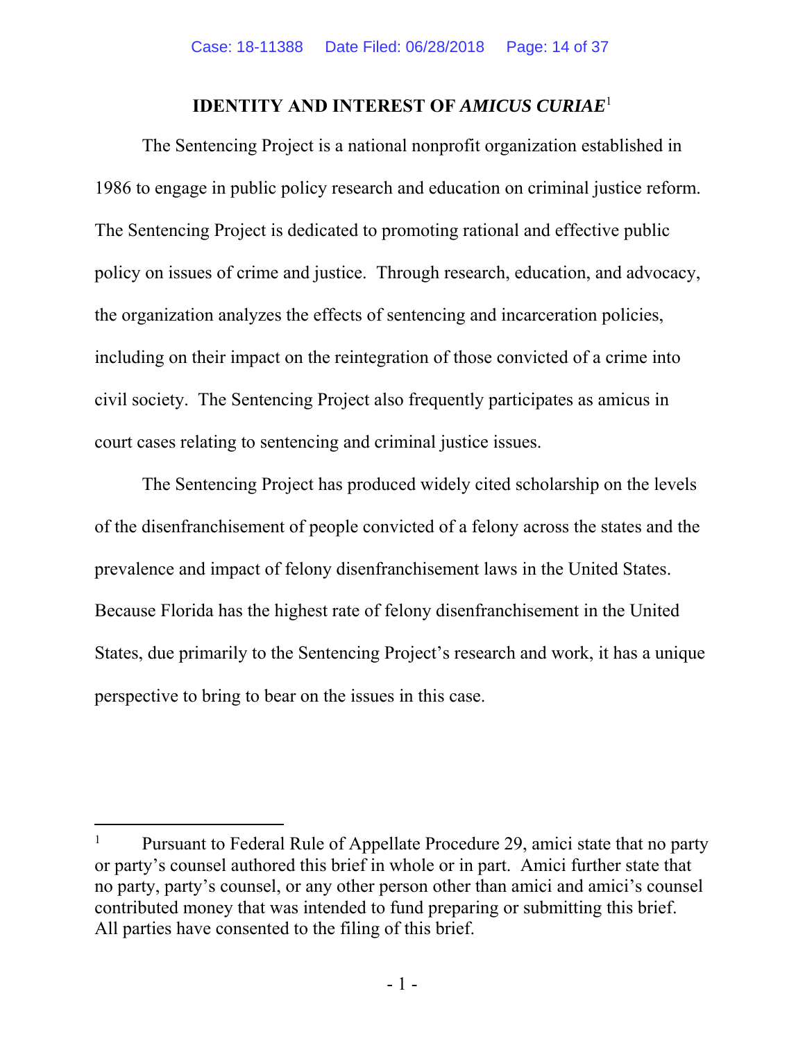# IDENTITY AND INTEREST OF *AMICUS CURIAE*[1]

The Sentencing Project is a national nonprofit organization established in 1986 to engage in public policy research and education on criminal justice reform. The Sentencing Project is dedicated to promoting rational and effective public policy on issues of crime and justice. Through research, education, and advocacy, the organization analyzes the effects of sentencing and incarceration policies, including on their impact on the reintegration of those convicted of a crime into civil society. The Sentencing Project also frequently participates as amicus in court cases relating to sentencing and criminal justice issues.

The Sentencing Project has produced widely cited scholarship on the levels of the disenfranchisement of people convicted of a felony across the states and the prevalence and impact of felony disenfranchisement laws in the United States. Because Florida has the highest rate of felony disenfranchisement in the United States, due primarily to the Sentencing Project's research and work, it has a unique perspective to bring to bear on the issues in this case.

---

[1] Pursuant to Federal Rule of Appellate Procedure 29, amici state that no party or party's counsel authored this brief in whole or in part. Amici further state that no party, party's counsel, or any other person other than amici and amici's counsel contributed money that was intended to fund preparing or submitting this brief. All parties have consented to the filing of this brief.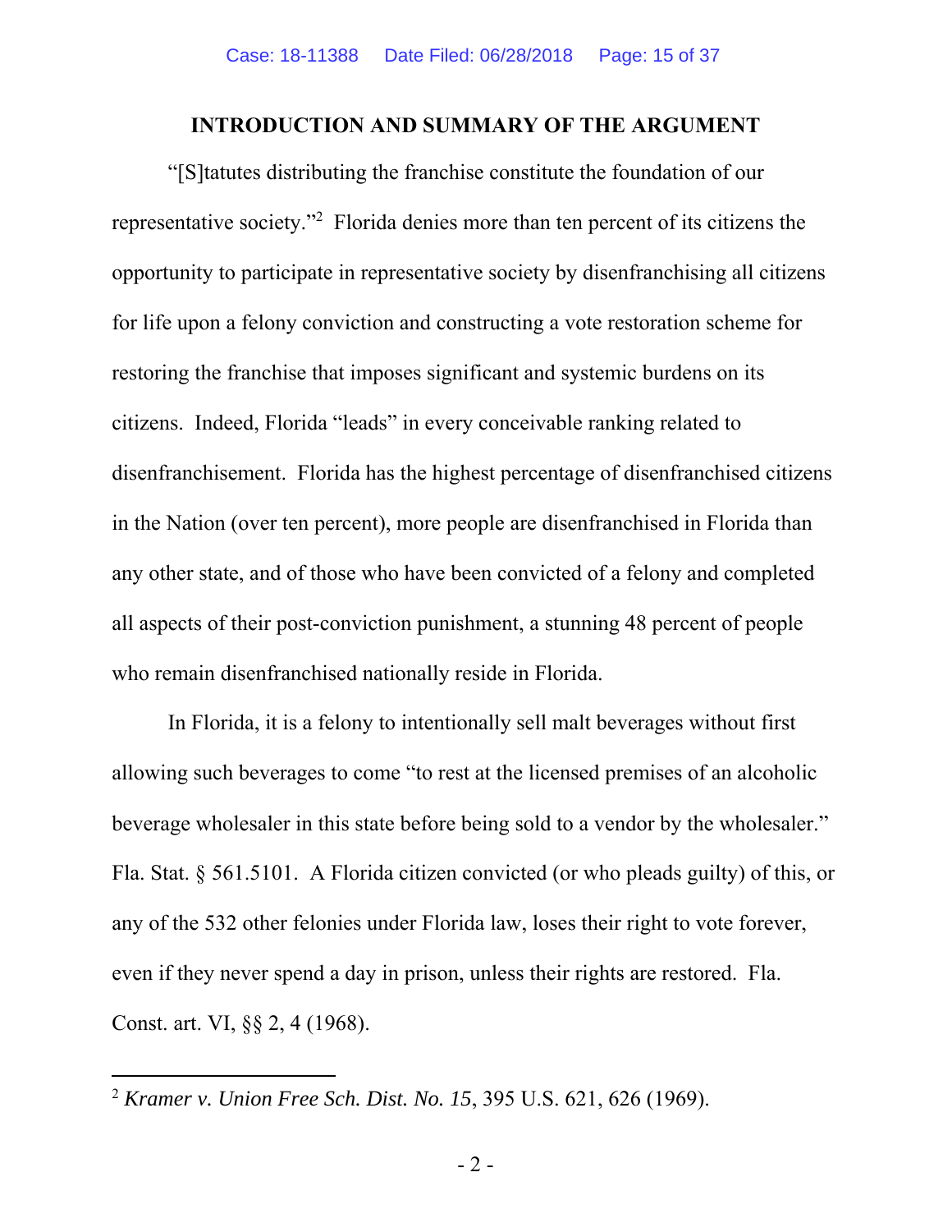## INTRODUCTION AND SUMMARY OF THE ARGUMENT

"[S]tatutes distributing the franchise constitute the foundation of our representative society."[2] Florida denies more than ten percent of its citizens the opportunity to participate in representative society by disenfranchising all citizens for life upon a felony conviction and constructing a vote restoration scheme for restoring the franchise that imposes significant and systemic burdens on its citizens. Indeed, Florida "leads" in every conceivable ranking related to disenfranchisement. Florida has the highest percentage of disenfranchised citizens in the Nation (over ten percent), more people are disenfranchised in Florida than any other state, and of those who have been convicted of a felony and completed all aspects of their post-conviction punishment, a stunning 48 percent of people who remain disenfranchised nationally reside in Florida.

In Florida, it is a felony to intentionally sell malt beverages without first allowing such beverages to come "to rest at the licensed premises of an alcoholic beverage wholesaler in this state before being sold to a vendor by the wholesaler." Fla. Stat. § 561.5101. A Florida citizen convicted (or who pleads guilty) of this, or any of the 532 other felonies under Florida law, loses their right to vote forever, even if they never spend a day in prison, unless their rights are restored. Fla. Const. art. VI, §§ 2, 4 (1968).

---

[2] *Kramer v. Union Free Sch. Dist. No. 15*, 395 U.S. 621, 626 (1969).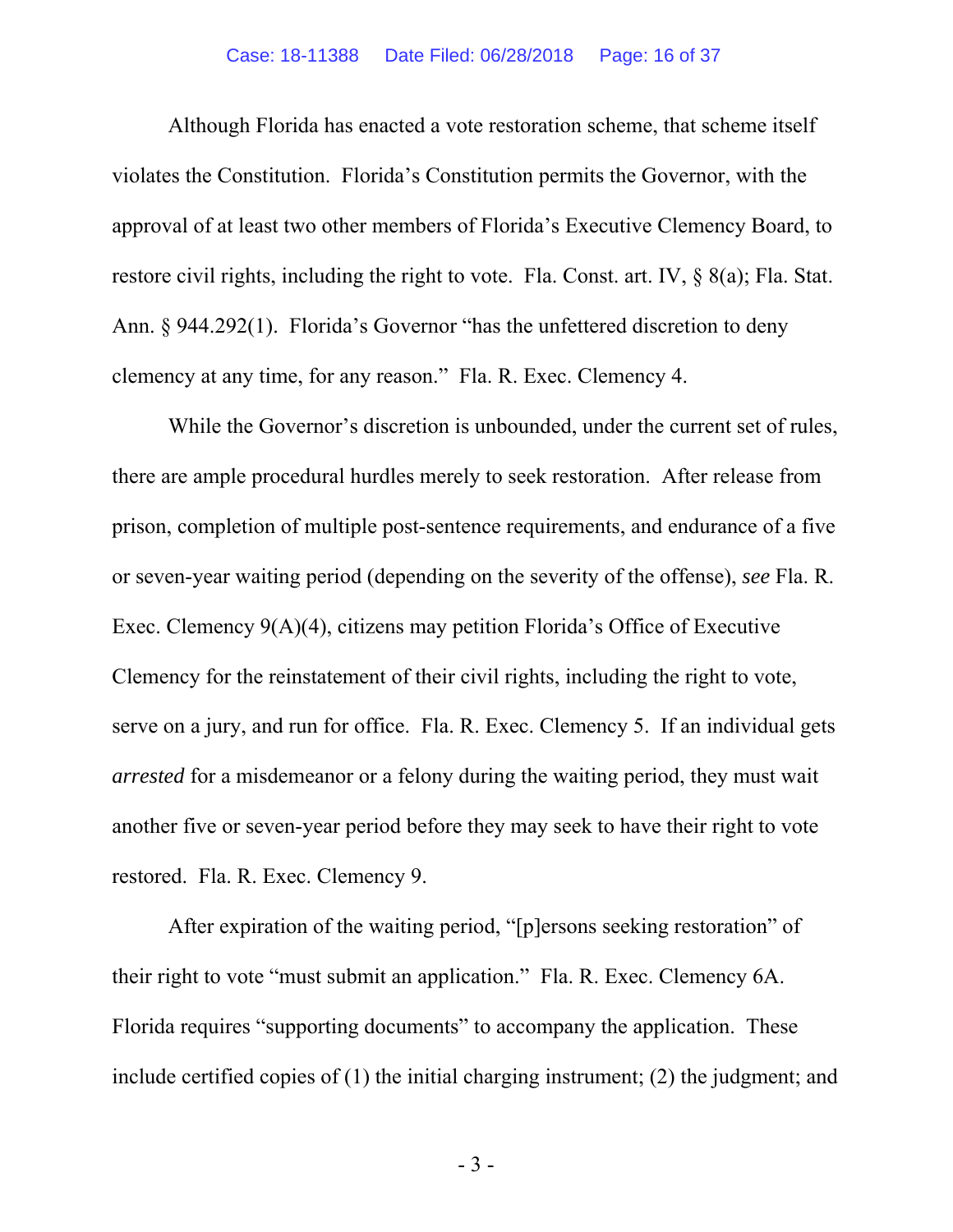Although Florida has enacted a vote restoration scheme, that scheme itself violates the Constitution. Florida's Constitution permits the Governor, with the approval of at least two other members of Florida's Executive Clemency Board, to restore civil rights, including the right to vote. Fla. Const. art. IV, § 8(a); Fla. Stat. Ann. § 944.292(1). Florida's Governor "has the unfettered discretion to deny clemency at any time, for any reason." Fla. R. Exec. Clemency 4.

While the Governor's discretion is unbounded, under the current set of rules, there are ample procedural hurdles merely to seek restoration. After release from prison, completion of multiple post-sentence requirements, and endurance of a five or seven-year waiting period (depending on the severity of the offense), *see* Fla. R. Exec. Clemency 9(A)(4), citizens may petition Florida's Office of Executive Clemency for the reinstatement of their civil rights, including the right to vote, serve on a jury, and run for office. Fla. R. Exec. Clemency 5. If an individual gets *arrested* for a misdemeanor or a felony during the waiting period, they must wait another five or seven-year period before they may seek to have their right to vote restored. Fla. R. Exec. Clemency 9.

After expiration of the waiting period, "[p]ersons seeking restoration" of their right to vote "must submit an application." Fla. R. Exec. Clemency 6A. Florida requires "supporting documents" to accompany the application. These include certified copies of (1) the initial charging instrument; (2) the judgment; and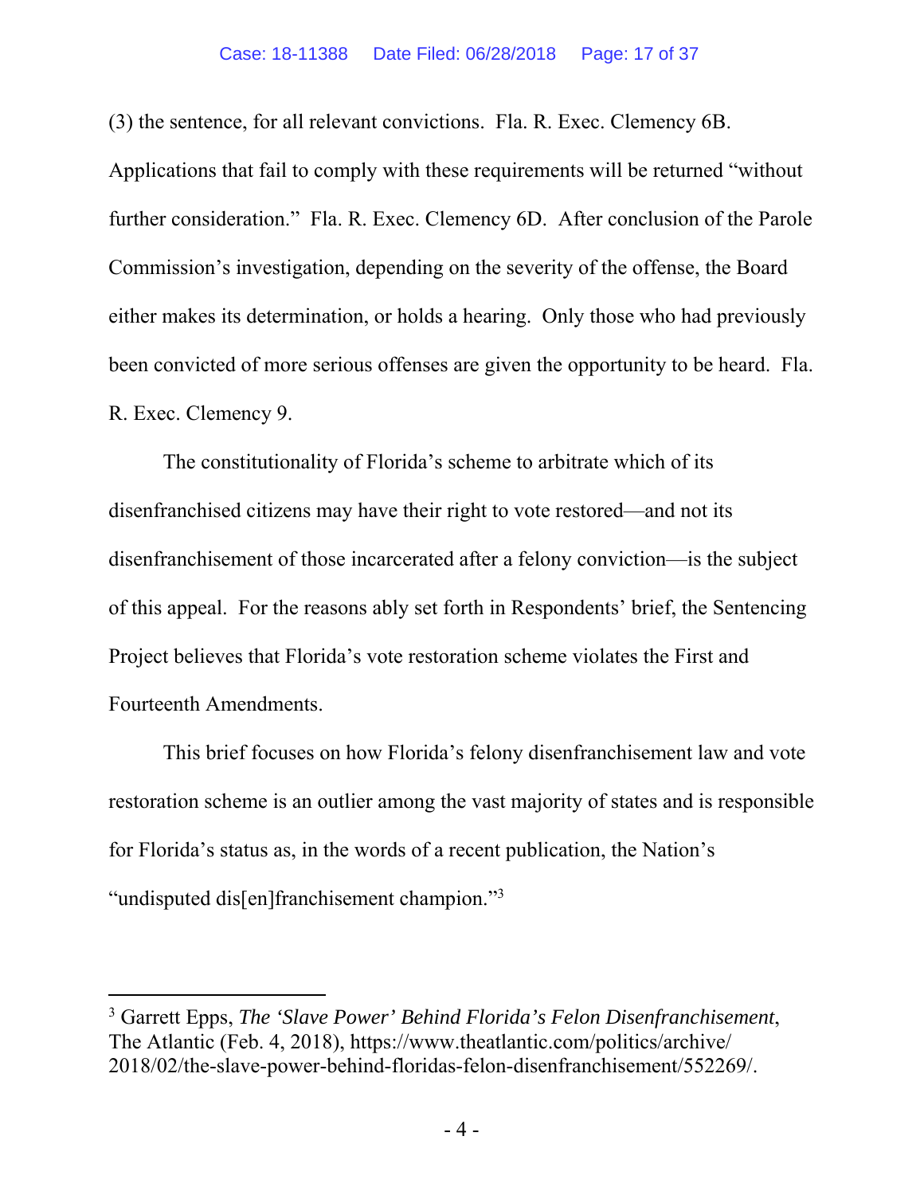(3) the sentence, for all relevant convictions. Fla. R. Exec. Clemency 6B. Applications that fail to comply with these requirements will be returned "without further consideration." Fla. R. Exec. Clemency 6D. After conclusion of the Parole Commission's investigation, depending on the severity of the offense, the Board either makes its determination, or holds a hearing. Only those who had previously been convicted of more serious offenses are given the opportunity to be heard. Fla. R. Exec. Clemency 9.

The constitutionality of Florida's scheme to arbitrate which of its disenfranchised citizens may have their right to vote restored—and not its disenfranchisement of those incarcerated after a felony conviction—is the subject of this appeal. For the reasons ably set forth in Respondents' brief, the Sentencing Project believes that Florida's vote restoration scheme violates the First and Fourteenth Amendments.

This brief focuses on how Florida's felony disenfranchisement law and vote restoration scheme is an outlier among the vast majority of states and is responsible for Florida's status as, in the words of a recent publication, the Nation's "undisputed dis[en]franchisement champion."[3]

---

[3] Garrett Epps, *The 'Slave Power' Behind Florida's Felon Disenfranchisement*, The Atlantic (Feb. 4, 2018), https://www.theatlantic.com/politics/archive/2018/02/the-slave-power-behind-floridas-felon-disenfranchisement/552269/.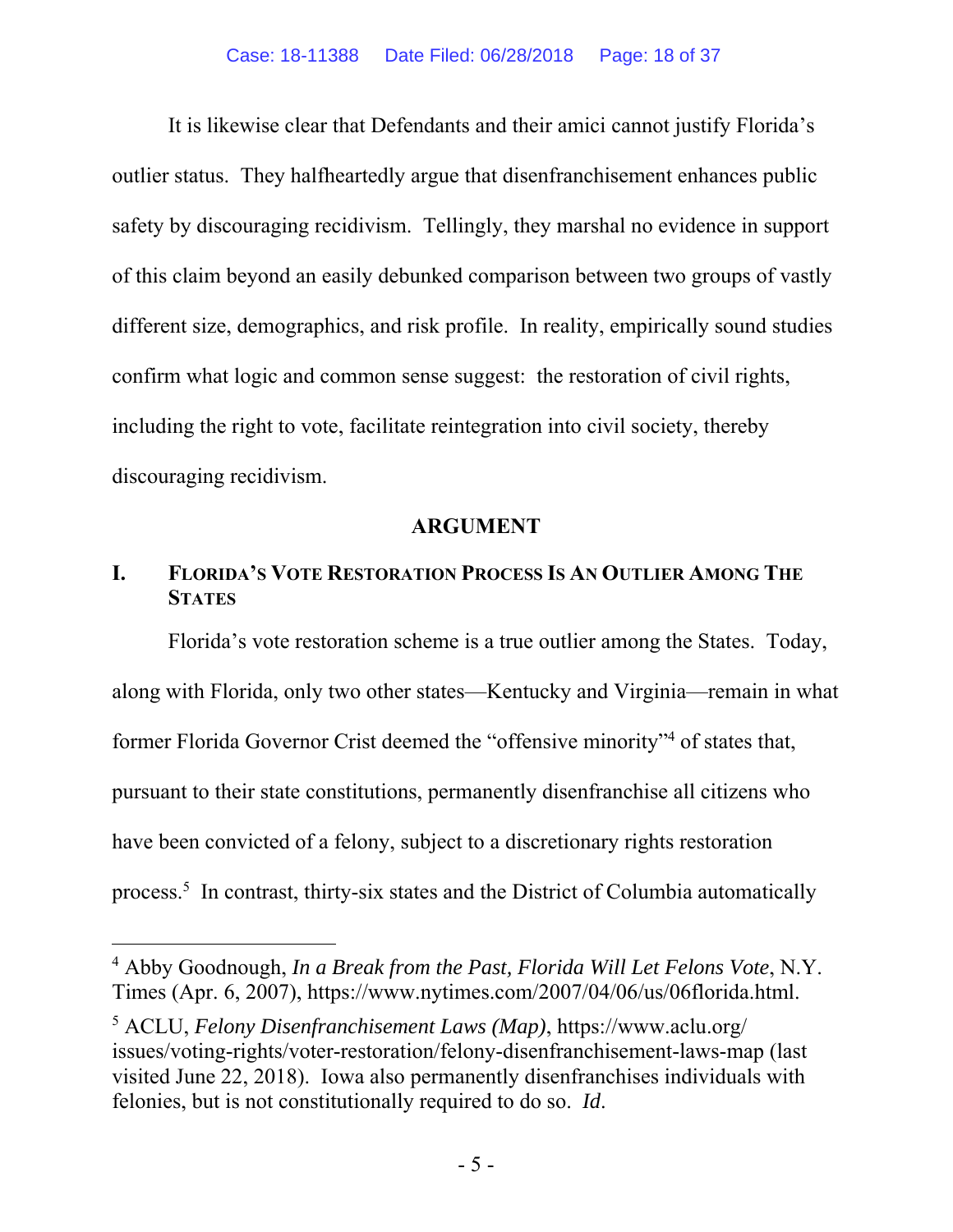It is likewise clear that Defendants and their amici cannot justify Florida's outlier status. They halfheartedly argue that disenfranchisement enhances public safety by discouraging recidivism. Tellingly, they marshal no evidence in support of this claim beyond an easily debunked comparison between two groups of vastly different size, demographics, and risk profile. In reality, empirically sound studies confirm what logic and common sense suggest: the restoration of civil rights, including the right to vote, facilitate reintegration into civil society, thereby discouraging recidivism.

## ARGUMENT

### I. Florida's Vote Restoration Process Is An Outlier Among The States

Florida's vote restoration scheme is a true outlier among the States. Today, along with Florida, only two other states—Kentucky and Virginia—remain in what former Florida Governor Crist deemed the "offensive minority"[4] of states that, pursuant to their state constitutions, permanently disenfranchise all citizens who have been convicted of a felony, subject to a discretionary rights restoration process.[5] In contrast, thirty-six states and the District of Columbia automatically

---

[4] Abby Goodnough, *In a Break from the Past, Florida Will Let Felons Vote*, N.Y. Times (Apr. 6, 2007), https://www.nytimes.com/2007/04/06/us/06florida.html.

[5] ACLU, *Felony Disenfranchisement Laws (Map)*, https://www.aclu.org/issues/voting-rights/voter-restoration/felony-disenfranchisement-laws-map (last visited June 22, 2018). Iowa also permanently disenfranchises individuals with felonies, but is not constitutionally required to do so. *Id*.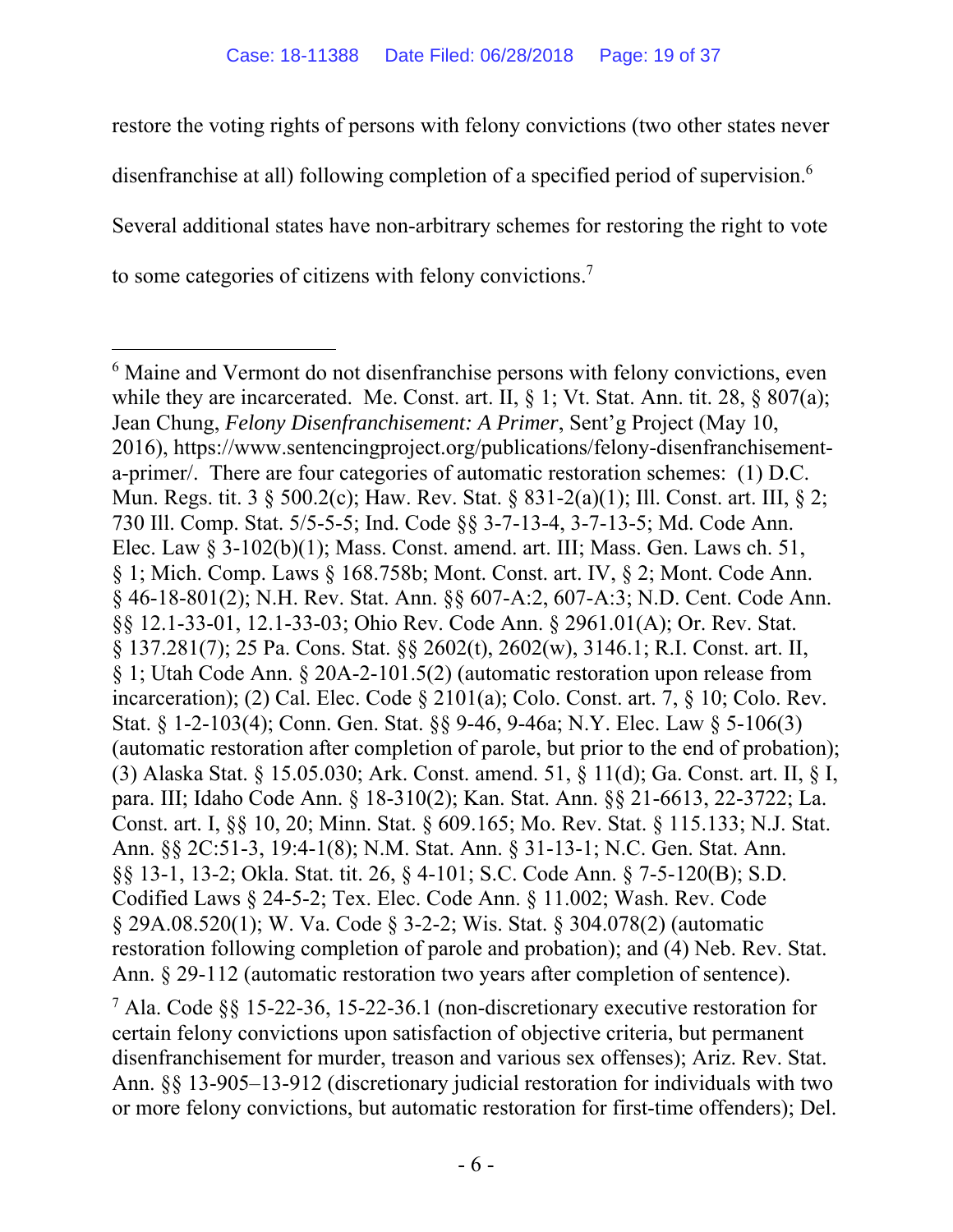restore the voting rights of persons with felony convictions (two other states never disenfranchise at all) following completion of a specified period of supervision.[6] Several additional states have non-arbitrary schemes for restoring the right to vote to some categories of citizens with felony convictions.[7]

---

[6] Maine and Vermont do not disenfranchise persons with felony convictions, even while they are incarcerated. Me. Const. art. II, § 1; Vt. Stat. Ann. tit. 28, § 807(a); Jean Chung, *Felony Disenfranchisement: A Primer*, Sent'g Project (May 10, 2016), https://www.sentencingproject.org/publications/felony-disenfranchisement-a-primer/. There are four categories of automatic restoration schemes: (1) D.C. Mun. Regs. tit. 3 § 500.2(c); Haw. Rev. Stat. § 831-2(a)(1); Ill. Const. art. III, § 2; 730 Ill. Comp. Stat. 5/5-5-5; Ind. Code §§ 3-7-13-4, 3-7-13-5; Md. Code Ann. Elec. Law § 3-102(b)(1); Mass. Const. amend. art. III; Mass. Gen. Laws ch. 51, § 1; Mich. Comp. Laws § 168.758b; Mont. Const. art. IV, § 2; Mont. Code Ann. § 46-18-801(2); N.H. Rev. Stat. Ann. §§ 607-A:2, 607-A:3; N.D. Cent. Code Ann. §§ 12.1-33-01, 12.1-33-03; Ohio Rev. Code Ann. § 2961.01(A); Or. Rev. Stat. § 137.281(7); 25 Pa. Cons. Stat. §§ 2602(t), 2602(w), 3146.1; R.I. Const. art. II, § 1; Utah Code Ann. § 20A-2-101.5(2) (automatic restoration upon release from incarceration); (2) Cal. Elec. Code § 2101(a); Colo. Const. art. 7, § 10; Colo. Rev. Stat. § 1-2-103(4); Conn. Gen. Stat. §§ 9-46, 9-46a; N.Y. Elec. Law § 5-106(3) (automatic restoration after completion of parole, but prior to the end of probation); (3) Alaska Stat. § 15.05.030; Ark. Const. amend. 51, § 11(d); Ga. Const. art. II, § I, para. III; Idaho Code Ann. § 18-310(2); Kan. Stat. Ann. §§ 21-6613, 22-3722; La. Const. art. I, §§ 10, 20; Minn. Stat. § 609.165; Mo. Rev. Stat. § 115.133; N.J. Stat. Ann. §§ 2C:51-3, 19:4-1(8); N.M. Stat. Ann. § 31-13-1; N.C. Gen. Stat. Ann. §§ 13-1, 13-2; Okla. Stat. tit. 26, § 4-101; S.C. Code Ann. § 7-5-120(B); S.D. Codified Laws § 24-5-2; Tex. Elec. Code Ann. § 11.002; Wash. Rev. Code § 29A.08.520(1); W. Va. Code § 3-2-2; Wis. Stat. § 304.078(2) (automatic restoration following completion of parole and probation); and (4) Neb. Rev. Stat. Ann. § 29-112 (automatic restoration two years after completion of sentence).

[7] Ala. Code §§ 15-22-36, 15-22-36.1 (non-discretionary executive restoration for certain felony convictions upon satisfaction of objective criteria, but permanent disenfranchisement for murder, treason and various sex offenses); Ariz. Rev. Stat. Ann. §§ 13-905–13-912 (discretionary judicial restoration for individuals with two or more felony convictions, but automatic restoration for first-time offenders); Del.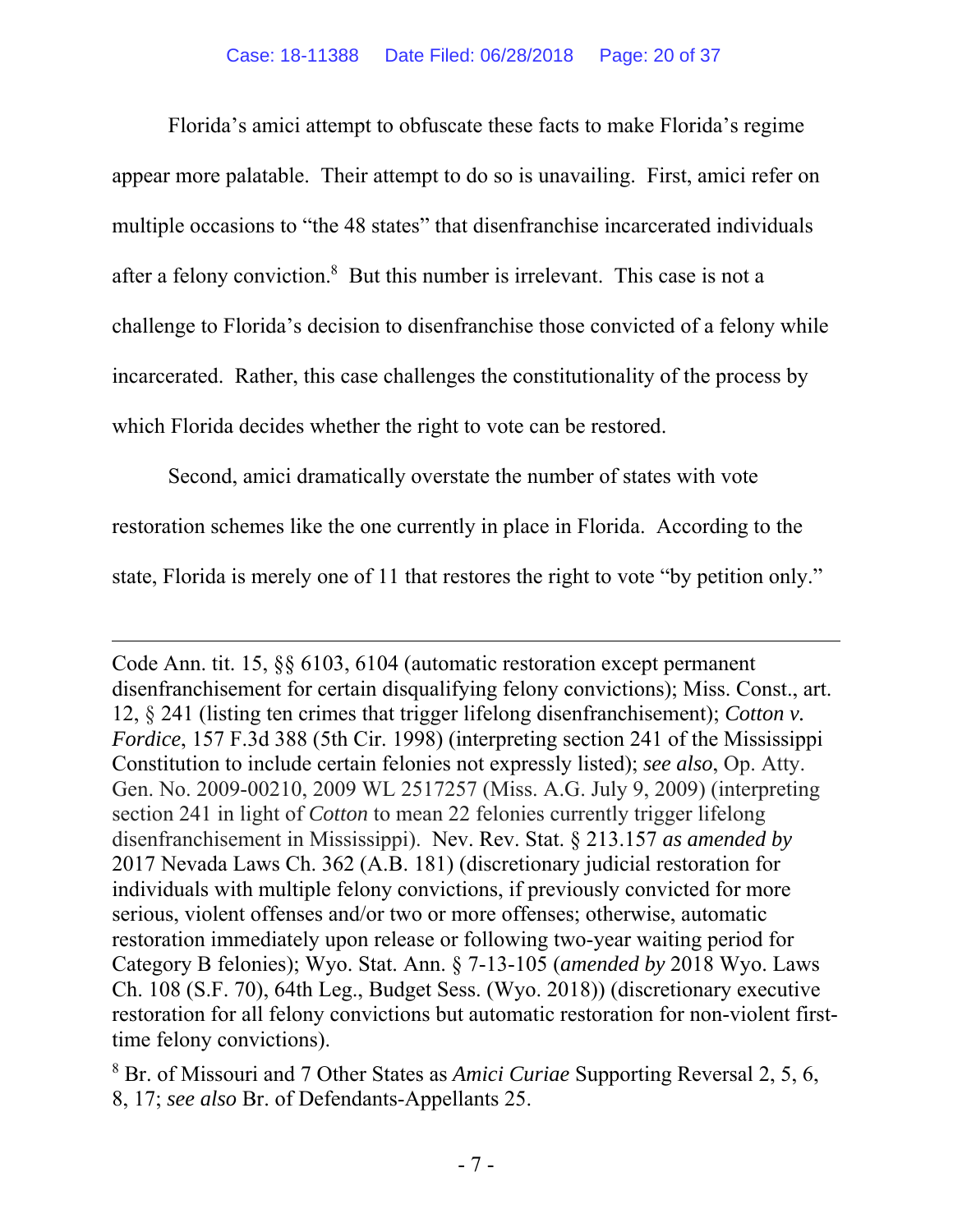Florida's amici attempt to obfuscate these facts to make Florida's regime appear more palatable. Their attempt to do so is unavailing. First, amici refer on multiple occasions to "the 48 states" that disenfranchise incarcerated individuals after a felony conviction.[8] But this number is irrelevant. This case is not a challenge to Florida's decision to disenfranchise those convicted of a felony while incarcerated. Rather, this case challenges the constitutionality of the process by which Florida decides whether the right to vote can be restored.

Second, amici dramatically overstate the number of states with vote restoration schemes like the one currently in place in Florida. According to the state, Florida is merely one of 11 that restores the right to vote "by petition only."

---

Code Ann. tit. 15, §§ 6103, 6104 (automatic restoration except permanent disenfranchisement for certain disqualifying felony convictions); Miss. Const., art. 12, § 241 (listing ten crimes that trigger lifelong disenfranchisement); *Cotton v. Fordice*, 157 F.3d 388 (5th Cir. 1998) (interpreting section 241 of the Mississippi Constitution to include certain felonies not expressly listed); *see also*, Op. Atty. Gen. No. 2009-00210, 2009 WL 2517257 (Miss. A.G. July 9, 2009) (interpreting section 241 in light of *Cotton* to mean 22 felonies currently trigger lifelong disenfranchisement in Mississippi). Nev. Rev. Stat. § 213.157 *as amended by* 2017 Nevada Laws Ch. 362 (A.B. 181) (discretionary judicial restoration for individuals with multiple felony convictions, if previously convicted for more serious, violent offenses and/or two or more offenses; otherwise, automatic restoration immediately upon release or following two-year waiting period for Category B felonies); Wyo. Stat. Ann. § 7-13-105 (*amended by* 2018 Wyo. Laws Ch. 108 (S.F. 70), 64th Leg., Budget Sess. (Wyo. 2018)) (discretionary executive restoration for all felony convictions but automatic restoration for non-violent first-time felony convictions).

[8] Br. of Missouri and 7 Other States as *Amici Curiae* Supporting Reversal 2, 5, 6, 8, 17; *see also* Br. of Defendants-Appellants 25.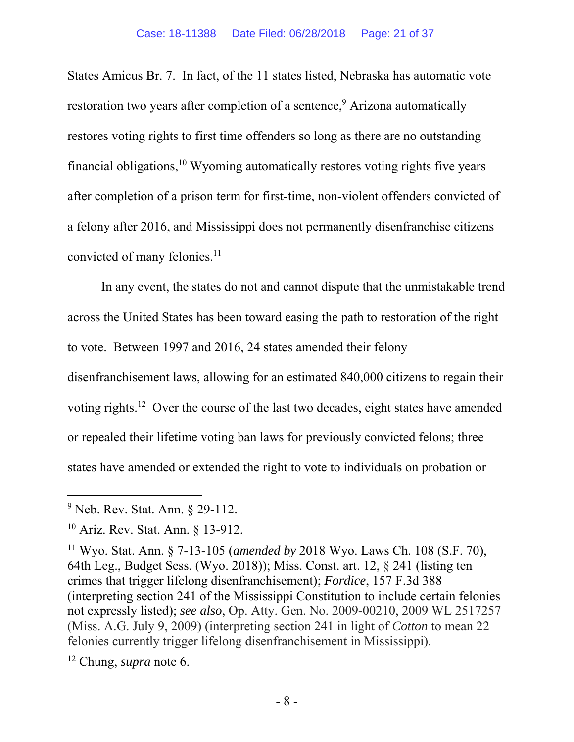States Amicus Br. 7. In fact, of the 11 states listed, Nebraska has automatic vote restoration two years after completion of a sentence,[9] Arizona automatically restores voting rights to first time offenders so long as there are no outstanding financial obligations,[10] Wyoming automatically restores voting rights five years after completion of a prison term for first-time, non-violent offenders convicted of a felony after 2016, and Mississippi does not permanently disenfranchise citizens convicted of many felonies.[11]

In any event, the states do not and cannot dispute that the unmistakable trend across the United States has been toward easing the path to restoration of the right to vote. Between 1997 and 2016, 24 states amended their felony disenfranchisement laws, allowing for an estimated 840,000 citizens to regain their voting rights.[12] Over the course of the last two decades, eight states have amended or repealed their lifetime voting ban laws for previously convicted felons; three states have amended or extended the right to vote to individuals on probation or

---

[9] Neb. Rev. Stat. Ann. § 29-112.

[10] Ariz. Rev. Stat. Ann. § 13-912.

[11] Wyo. Stat. Ann. § 7-13-105 (*amended by* 2018 Wyo. Laws Ch. 108 (S.F. 70), 64th Leg., Budget Sess. (Wyo. 2018)); Miss. Const. art. 12, § 241 (listing ten crimes that trigger lifelong disenfranchisement); *Fordice*, 157 F.3d 388 (interpreting section 241 of the Mississippi Constitution to include certain felonies not expressly listed); *see also*, Op. Atty. Gen. No. 2009-00210, 2009 WL 2517257 (Miss. A.G. July 9, 2009) (interpreting section 241 in light of *Cotton* to mean 22 felonies currently trigger lifelong disenfranchisement in Mississippi).

[12] Chung, *supra* note 6.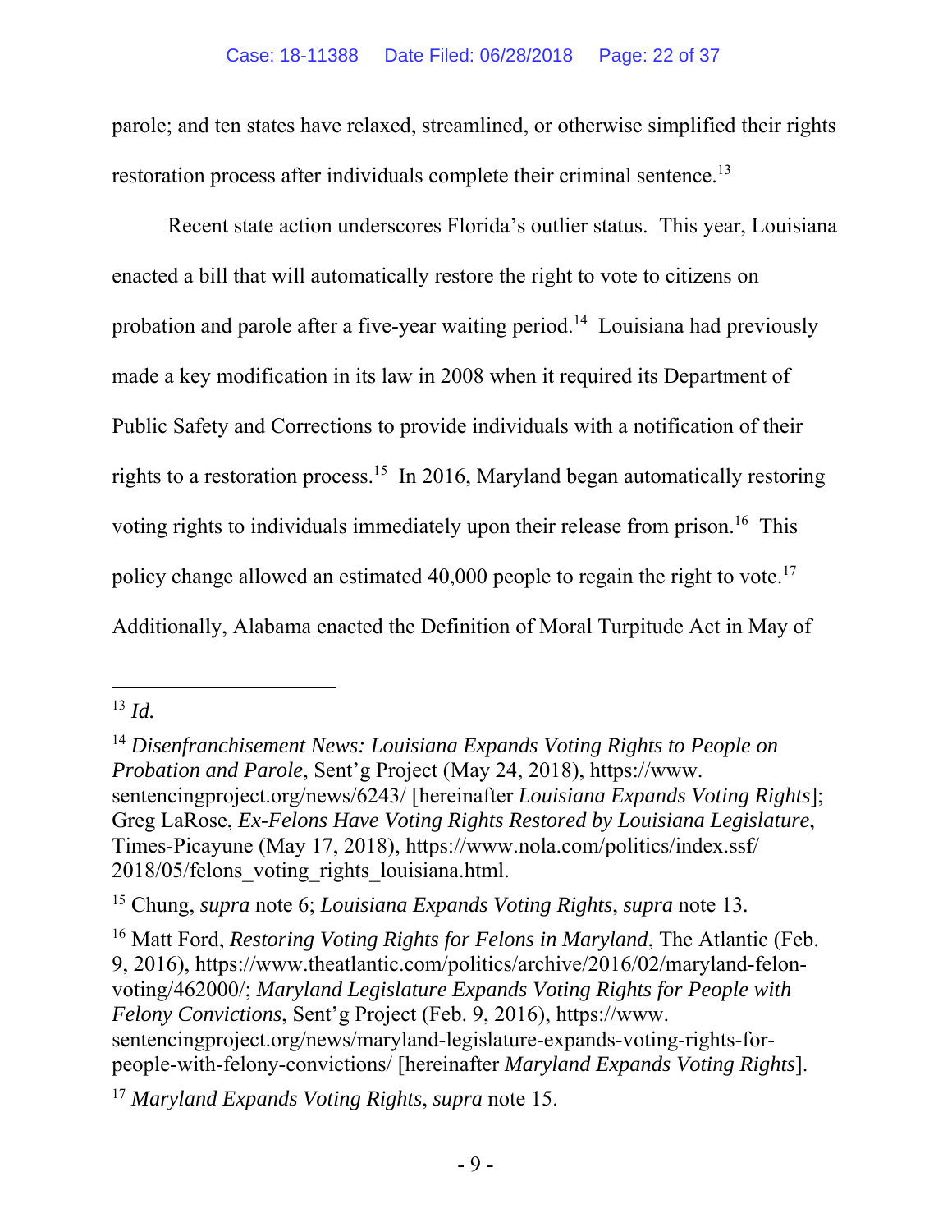parole; and ten states have relaxed, streamlined, or otherwise simplified their rights restoration process after individuals complete their criminal sentence.[13]

Recent state action underscores Florida's outlier status. This year, Louisiana enacted a bill that will automatically restore the right to vote to citizens on probation and parole after a five-year waiting period.[14] Louisiana had previously made a key modification in its law in 2008 when it required its Department of Public Safety and Corrections to provide individuals with a notification of their rights to a restoration process.[15] In 2016, Maryland began automatically restoring voting rights to individuals immediately upon their release from prison.[16] This policy change allowed an estimated 40,000 people to regain the right to vote.[17] Additionally, Alabama enacted the Definition of Moral Turpitude Act in May of

---

[13] *Id.*

[14] *Disenfranchisement News: Louisiana Expands Voting Rights to People on Probation and Parole*, Sent'g Project (May 24, 2018), https://www.sentencingproject.org/news/6243/ [hereinafter *Louisiana Expands Voting Rights*]; Greg LaRose, *Ex-Felons Have Voting Rights Restored by Louisiana Legislature*, Times-Picayune (May 17, 2018), https://www.nola.com/politics/index.ssf/2018/05/felons_voting_rights_louisiana.html.

[15] Chung, *supra* note 6; *Louisiana Expands Voting Rights*, *supra* note 13.

[16] Matt Ford, *Restoring Voting Rights for Felons in Maryland*, The Atlantic (Feb. 9, 2016), https://www.theatlantic.com/politics/archive/2016/02/maryland-felon-voting/462000/; *Maryland Legislature Expands Voting Rights for People with Felony Convictions*, Sent'g Project (Feb. 9, 2016), https://www.sentencingproject.org/news/maryland-legislature-expands-voting-rights-for-people-with-felony-convictions/ [hereinafter *Maryland Expands Voting Rights*].

[17] *Maryland Expands Voting Rights*, *supra* note 15.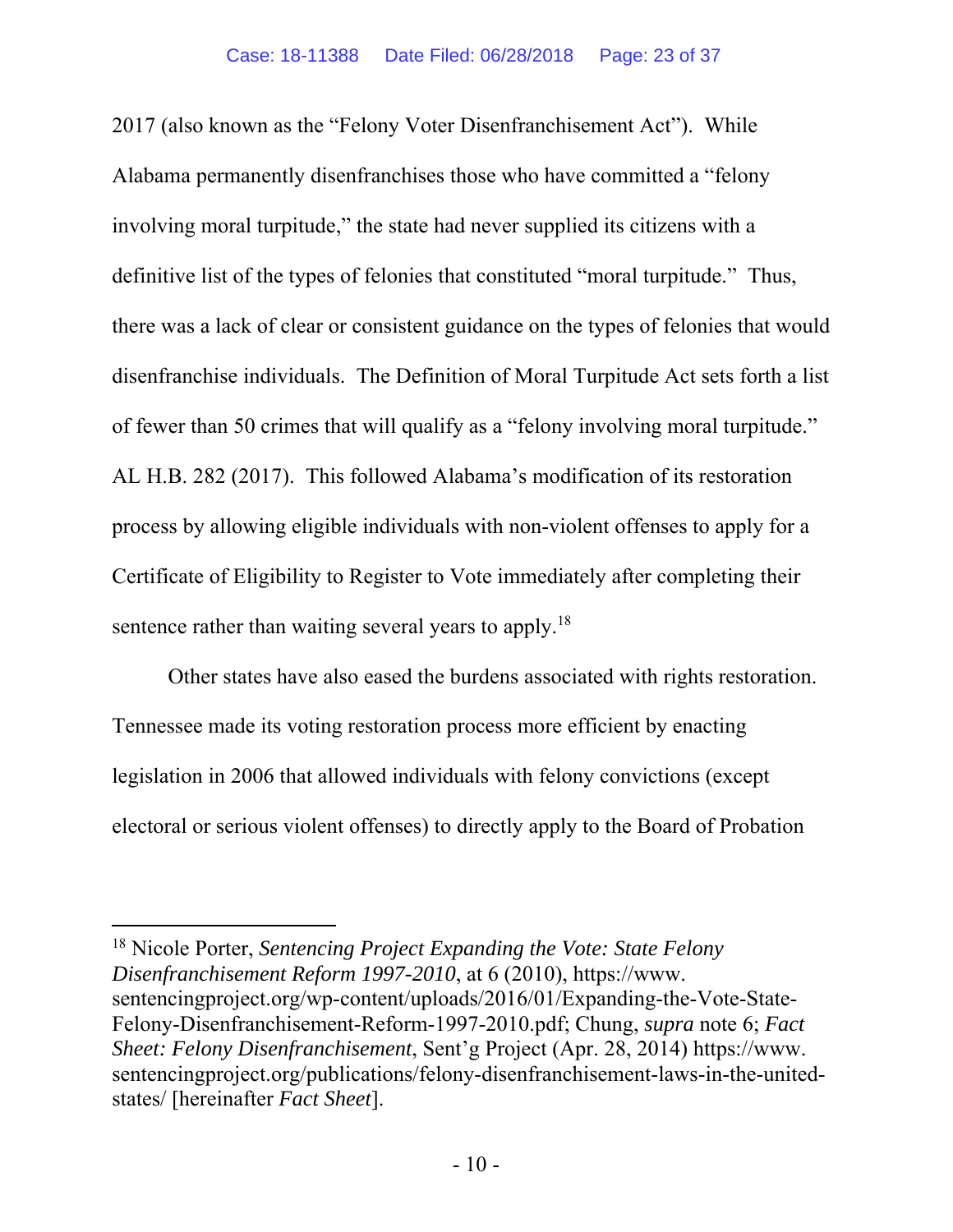2017 (also known as the "Felony Voter Disenfranchisement Act"). While Alabama permanently disenfranchises those who have committed a "felony involving moral turpitude," the state had never supplied its citizens with a definitive list of the types of felonies that constituted "moral turpitude." Thus, there was a lack of clear or consistent guidance on the types of felonies that would disenfranchise individuals. The Definition of Moral Turpitude Act sets forth a list of fewer than 50 crimes that will qualify as a "felony involving moral turpitude." AL H.B. 282 (2017). This followed Alabama's modification of its restoration process by allowing eligible individuals with non-violent offenses to apply for a Certificate of Eligibility to Register to Vote immediately after completing their sentence rather than waiting several years to apply.[18]

Other states have also eased the burdens associated with rights restoration. Tennessee made its voting restoration process more efficient by enacting legislation in 2006 that allowed individuals with felony convictions (except electoral or serious violent offenses) to directly apply to the Board of Probation

---

[18] Nicole Porter, *Sentencing Project Expanding the Vote: State Felony Disenfranchisement Reform 1997-2010*, at 6 (2010), https://www.sentencingproject.org/wp-content/uploads/2016/01/Expanding-the-Vote-State-Felony-Disenfranchisement-Reform-1997-2010.pdf; Chung, *supra* note 6; *Fact Sheet: Felony Disenfranchisement*, Sent'g Project (Apr. 28, 2014) https://www.sentencingproject.org/publications/felony-disenfranchisement-laws-in-the-united-states/ [hereinafter *Fact Sheet*].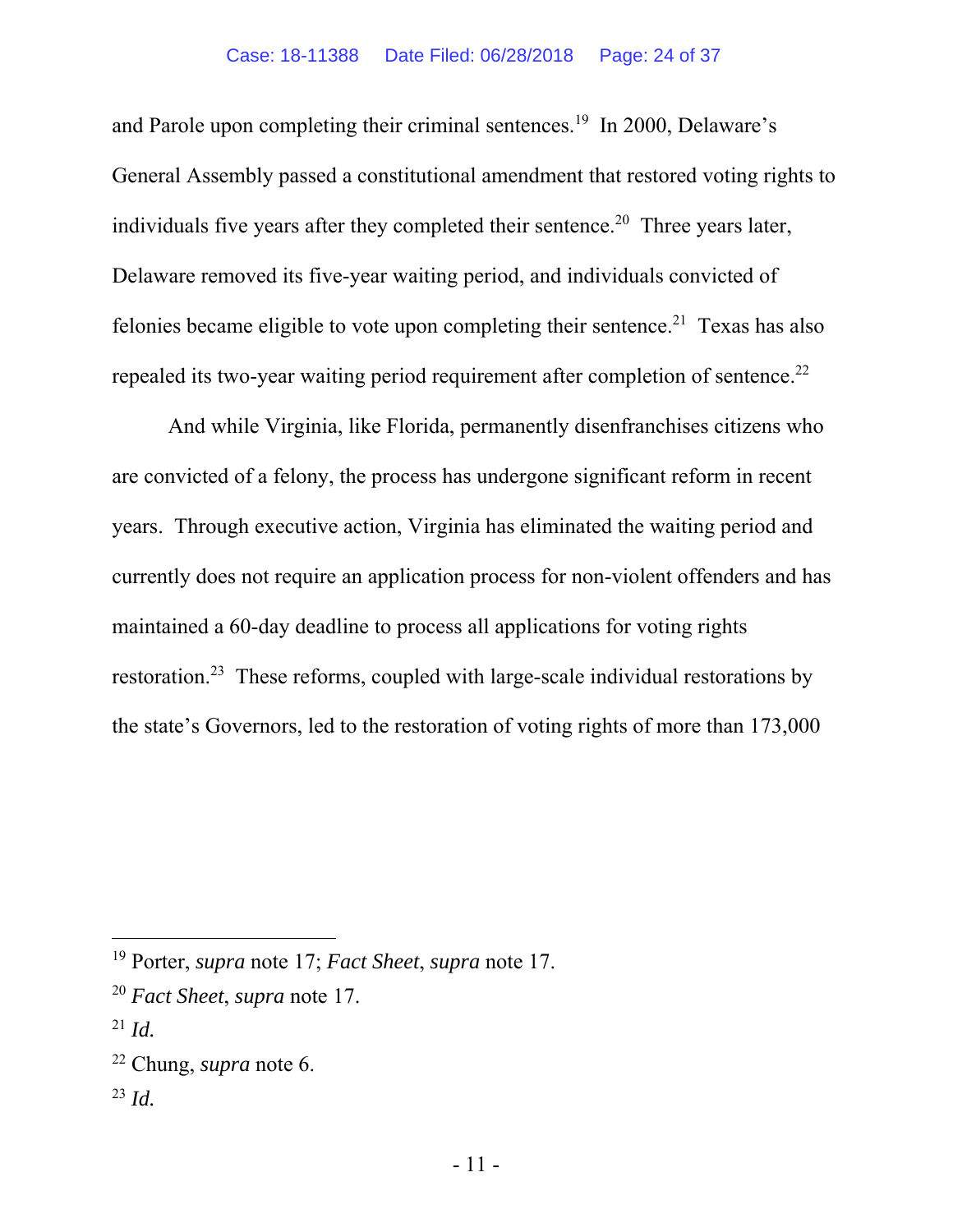and Parole upon completing their criminal sentences.[19] In 2000, Delaware's General Assembly passed a constitutional amendment that restored voting rights to individuals five years after they completed their sentence.[20] Three years later, Delaware removed its five-year waiting period, and individuals convicted of felonies became eligible to vote upon completing their sentence.[21] Texas has also repealed its two-year waiting period requirement after completion of sentence.[22]

And while Virginia, like Florida, permanently disenfranchises citizens who are convicted of a felony, the process has undergone significant reform in recent years. Through executive action, Virginia has eliminated the waiting period and currently does not require an application process for non-violent offenders and has maintained a 60-day deadline to process all applications for voting rights restoration.[23] These reforms, coupled with large-scale individual restorations by the state's Governors, led to the restoration of voting rights of more than 173,000

---

[19] Porter, *supra* note 17; *Fact Sheet*, *supra* note 17.

[20] *Fact Sheet*, *supra* note 17.

[21] *Id.*

[22] Chung, *supra* note 6.

[23] *Id.*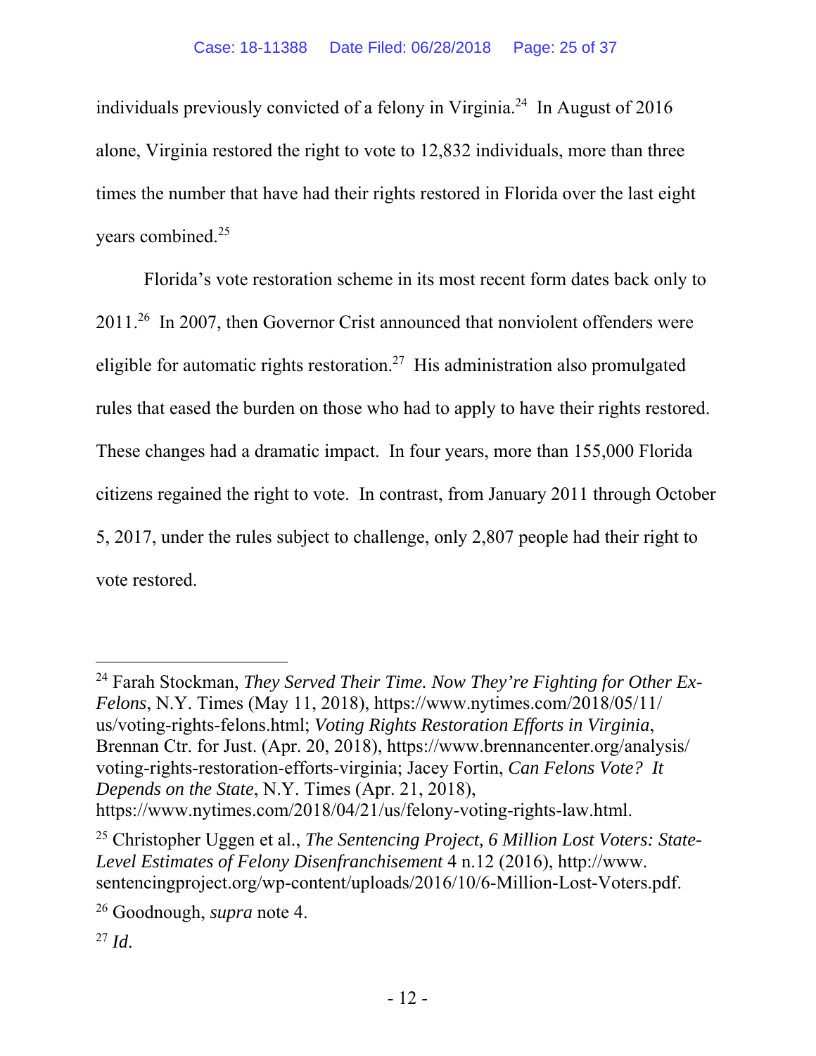individuals previously convicted of a felony in Virginia.[24] In August of 2016 alone, Virginia restored the right to vote to 12,832 individuals, more than three times the number that have had their rights restored in Florida over the last eight years combined.[25]

Florida's vote restoration scheme in its most recent form dates back only to 2011.[26] In 2007, then Governor Crist announced that nonviolent offenders were eligible for automatic rights restoration.[27] His administration also promulgated rules that eased the burden on those who had to apply to have their rights restored. These changes had a dramatic impact. In four years, more than 155,000 Florida citizens regained the right to vote. In contrast, from January 2011 through October 5, 2017, under the rules subject to challenge, only 2,807 people had their right to vote restored.

---

[24] Farah Stockman, *They Served Their Time. Now They're Fighting for Other Ex-Felons*, N.Y. Times (May 11, 2018), https://www.nytimes.com/2018/05/11/us/voting-rights-felons.html; *Voting Rights Restoration Efforts in Virginia*, Brennan Ctr. for Just. (Apr. 20, 2018), https://www.brennancenter.org/analysis/voting-rights-restoration-efforts-virginia; Jacey Fortin, *Can Felons Vote? It Depends on the State*, N.Y. Times (Apr. 21, 2018), https://www.nytimes.com/2018/04/21/us/felony-voting-rights-law.html.

[25] Christopher Uggen et al., *The Sentencing Project, 6 Million Lost Voters: State-Level Estimates of Felony Disenfranchisement* 4 n.12 (2016), http://www.sentencingproject.org/wp-content/uploads/2016/10/6-Million-Lost-Voters.pdf.

[26] Goodnough, *supra* note 4.

[27] *Id*.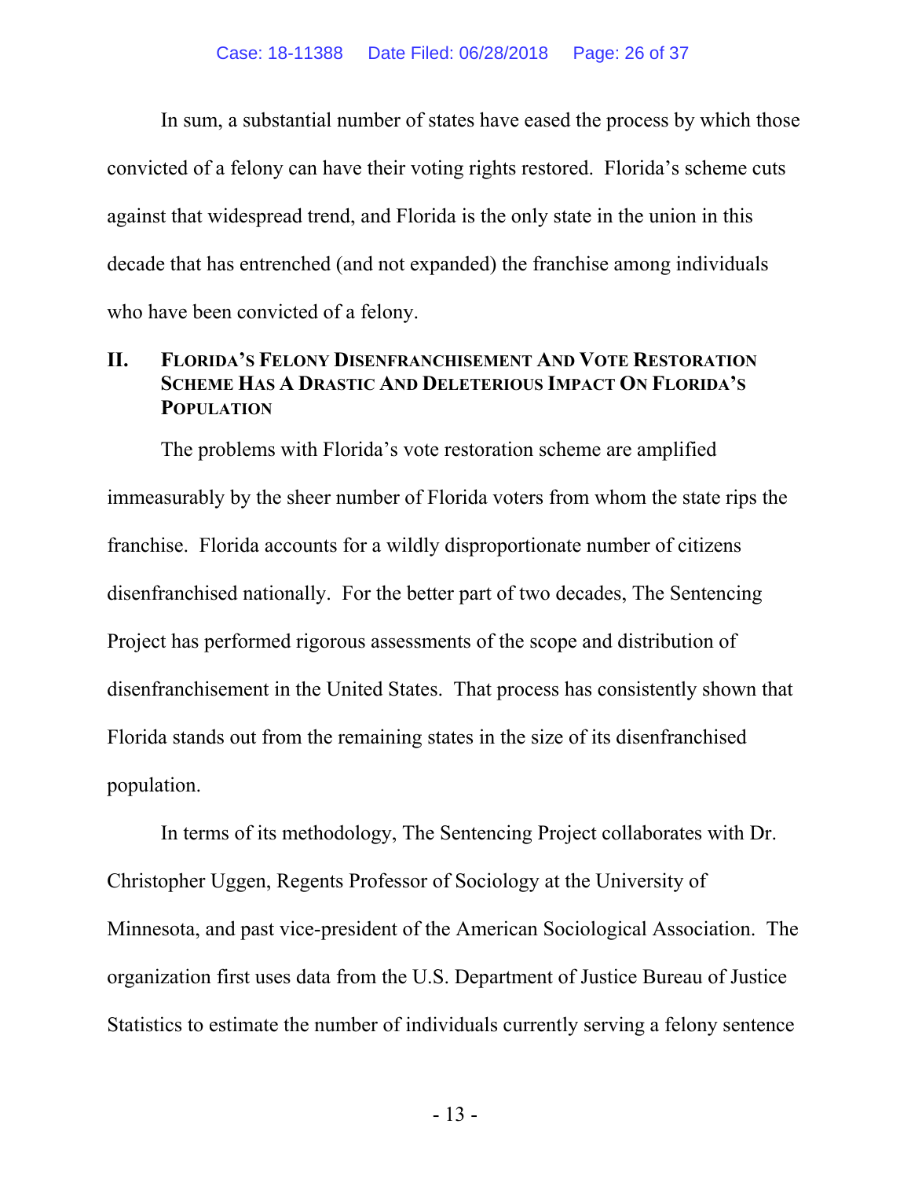In sum, a substantial number of states have eased the process by which those convicted of a felony can have their voting rights restored. Florida's scheme cuts against that widespread trend, and Florida is the only state in the union in this decade that has entrenched (and not expanded) the franchise among individuals who have been convicted of a felony.

## II. Florida's Felony Disenfranchisement And Vote Restoration Scheme Has A Drastic And Deleterious Impact On Florida's Population

The problems with Florida's vote restoration scheme are amplified immeasurably by the sheer number of Florida voters from whom the state rips the franchise. Florida accounts for a wildly disproportionate number of citizens disenfranchised nationally. For the better part of two decades, The Sentencing Project has performed rigorous assessments of the scope and distribution of disenfranchisement in the United States. That process has consistently shown that Florida stands out from the remaining states in the size of its disenfranchised population.

In terms of its methodology, The Sentencing Project collaborates with Dr. Christopher Uggen, Regents Professor of Sociology at the University of Minnesota, and past vice-president of the American Sociological Association. The organization first uses data from the U.S. Department of Justice Bureau of Justice Statistics to estimate the number of individuals currently serving a felony sentence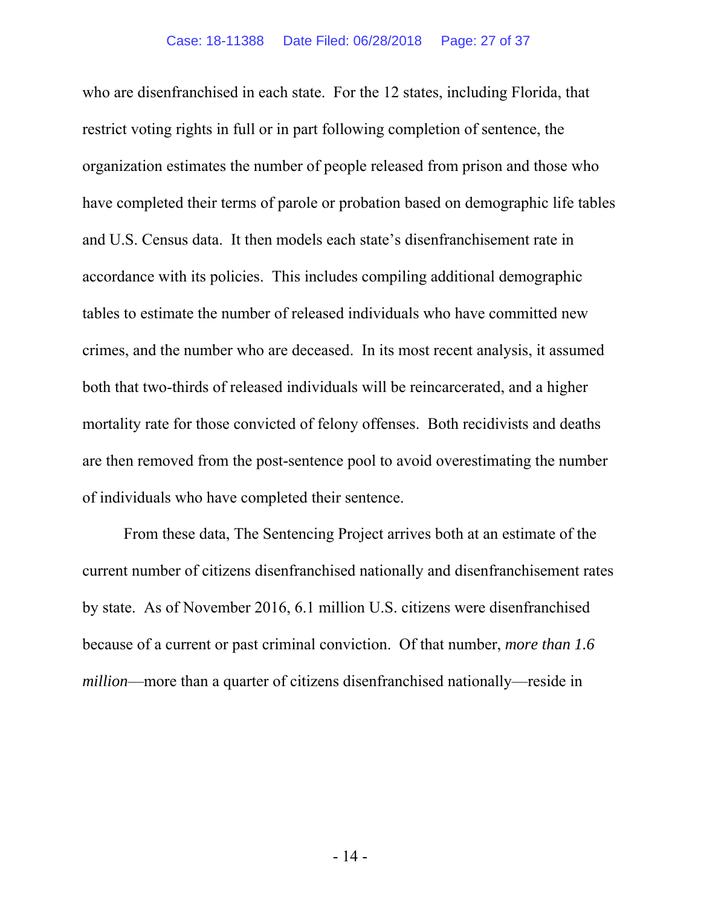who are disenfranchised in each state. For the 12 states, including Florida, that restrict voting rights in full or in part following completion of sentence, the organization estimates the number of people released from prison and those who have completed their terms of parole or probation based on demographic life tables and U.S. Census data. It then models each state's disenfranchisement rate in accordance with its policies. This includes compiling additional demographic tables to estimate the number of released individuals who have committed new crimes, and the number who are deceased. In its most recent analysis, it assumed both that two-thirds of released individuals will be reincarcerated, and a higher mortality rate for those convicted of felony offenses. Both recidivists and deaths are then removed from the post-sentence pool to avoid overestimating the number of individuals who have completed their sentence.

From these data, The Sentencing Project arrives both at an estimate of the current number of citizens disenfranchised nationally and disenfranchisement rates by state. As of November 2016, 6.1 million U.S. citizens were disenfranchised because of a current or past criminal conviction. Of that number, *more than 1.6 million*—more than a quarter of citizens disenfranchised nationally—reside in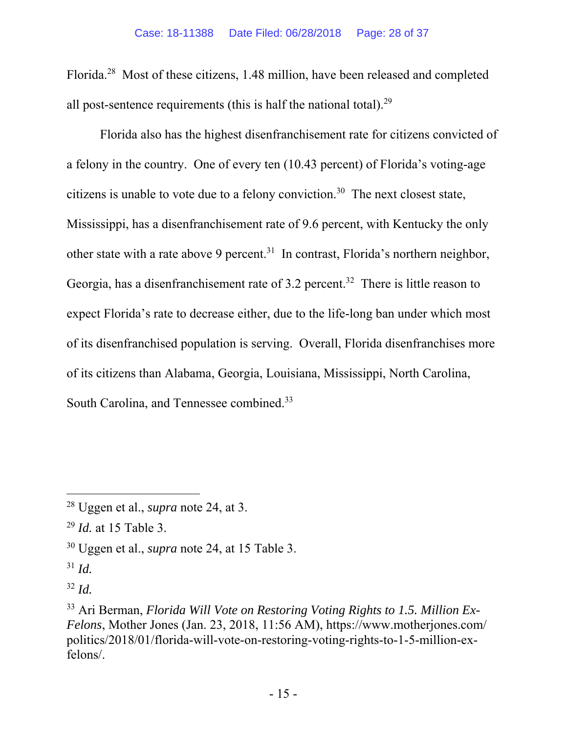Florida.[28] Most of these citizens, 1.48 million, have been released and completed all post-sentence requirements (this is half the national total).[29]

Florida also has the highest disenfranchisement rate for citizens convicted of a felony in the country. One of every ten (10.43 percent) of Florida's voting-age citizens is unable to vote due to a felony conviction.[30] The next closest state, Mississippi, has a disenfranchisement rate of 9.6 percent, with Kentucky the only other state with a rate above 9 percent.[31] In contrast, Florida's northern neighbor, Georgia, has a disenfranchisement rate of 3.2 percent.[32] There is little reason to expect Florida's rate to decrease either, due to the life-long ban under which most of its disenfranchised population is serving. Overall, Florida disenfranchises more of its citizens than Alabama, Georgia, Louisiana, Mississippi, North Carolina, South Carolina, and Tennessee combined.[33]

---

[28] Uggen et al., *supra* note 24, at 3.

[29] *Id.* at 15 Table 3.

[30] Uggen et al., *supra* note 24, at 15 Table 3.

[31] *Id.*

[32] *Id.*

[33] Ari Berman, *Florida Will Vote on Restoring Voting Rights to 1.5. Million Ex-Felons*, Mother Jones (Jan. 23, 2018, 11:56 AM), https://www.motherjones.com/politics/2018/01/florida-will-vote-on-restoring-voting-rights-to-1-5-million-ex-felons/.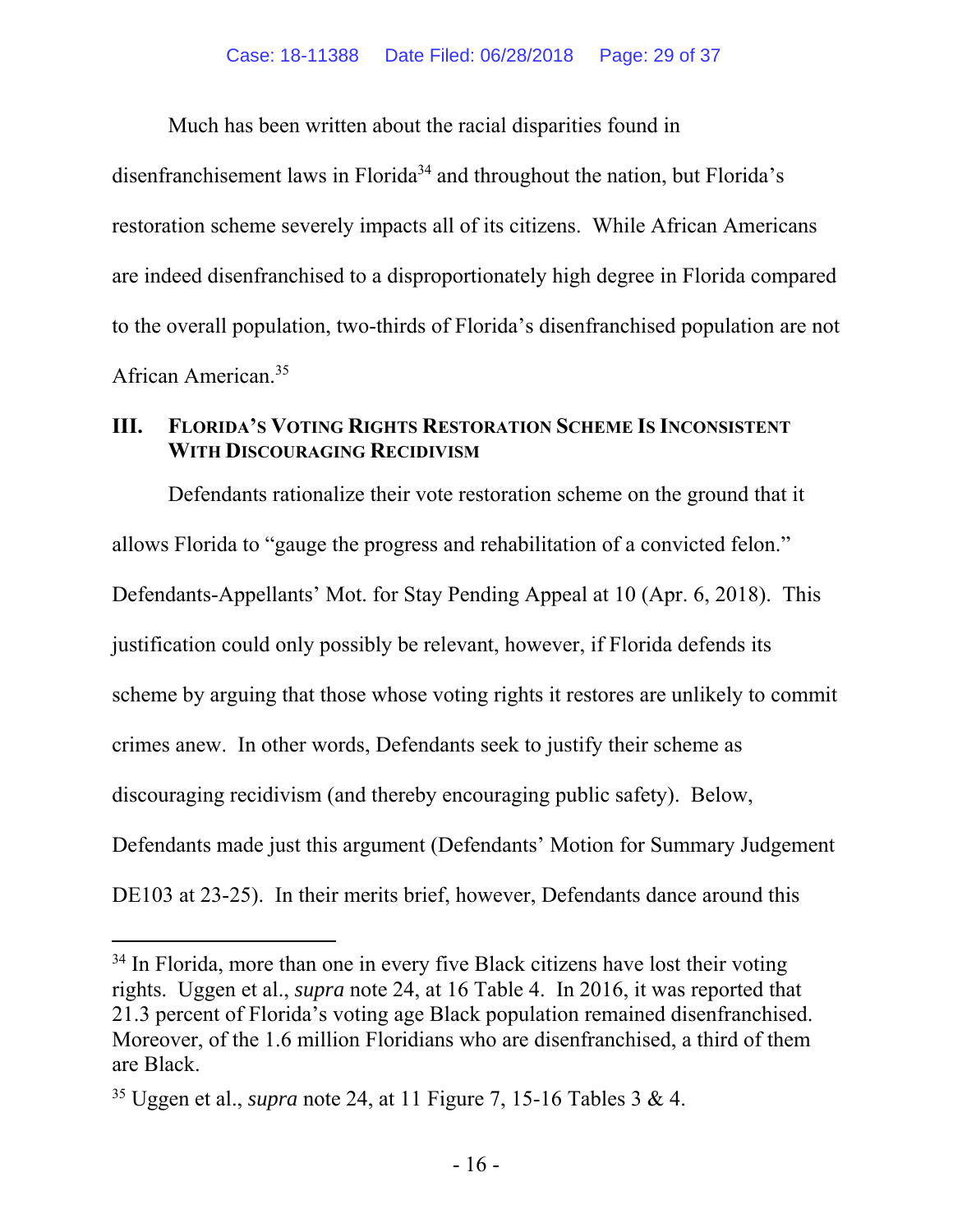Much has been written about the racial disparities found in disenfranchisement laws in Florida[34] and throughout the nation, but Florida's restoration scheme severely impacts all of its citizens. While African Americans are indeed disenfranchised to a disproportionately high degree in Florida compared to the overall population, two-thirds of Florida's disenfranchised population are not African American.[35]

## III. Florida's Voting Rights Restoration Scheme Is Inconsistent With Discouraging Recidivism

Defendants rationalize their vote restoration scheme on the ground that it allows Florida to "gauge the progress and rehabilitation of a convicted felon." Defendants-Appellants' Mot. for Stay Pending Appeal at 10 (Apr. 6, 2018). This justification could only possibly be relevant, however, if Florida defends its scheme by arguing that those whose voting rights it restores are unlikely to commit crimes anew. In other words, Defendants seek to justify their scheme as discouraging recidivism (and thereby encouraging public safety). Below, Defendants made just this argument (Defendants' Motion for Summary Judgement DE103 at 23-25). In their merits brief, however, Defendants dance around this

---

[34] In Florida, more than one in every five Black citizens have lost their voting rights. Uggen et al., *supra* note 24, at 16 Table 4. In 2016, it was reported that 21.3 percent of Florida's voting age Black population remained disenfranchised. Moreover, of the 1.6 million Floridians who are disenfranchised, a third of them are Black.

[35] Uggen et al., *supra* note 24, at 11 Figure 7, 15-16 Tables 3 & 4.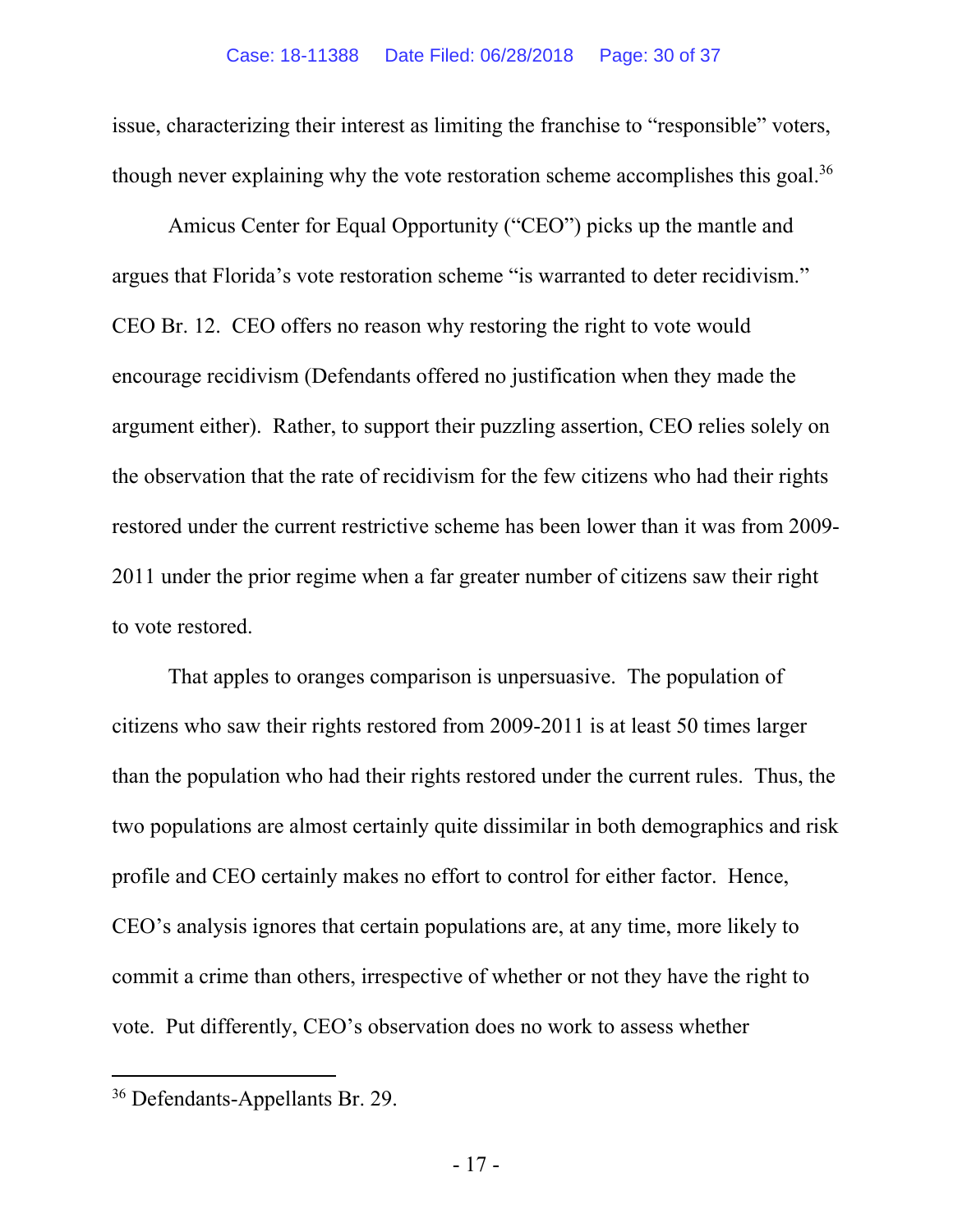issue, characterizing their interest as limiting the franchise to "responsible" voters, though never explaining why the vote restoration scheme accomplishes this goal.[36]

Amicus Center for Equal Opportunity ("CEO") picks up the mantle and argues that Florida's vote restoration scheme "is warranted to deter recidivism." CEO Br. 12. CEO offers no reason why restoring the right to vote would encourage recidivism (Defendants offered no justification when they made the argument either). Rather, to support their puzzling assertion, CEO relies solely on the observation that the rate of recidivism for the few citizens who had their rights restored under the current restrictive scheme has been lower than it was from 2009-2011 under the prior regime when a far greater number of citizens saw their right to vote restored.

That apples to oranges comparison is unpersuasive. The population of citizens who saw their rights restored from 2009-2011 is at least 50 times larger than the population who had their rights restored under the current rules. Thus, the two populations are almost certainly quite dissimilar in both demographics and risk profile and CEO certainly makes no effort to control for either factor. Hence, CEO's analysis ignores that certain populations are, at any time, more likely to commit a crime than others, irrespective of whether or not they have the right to vote. Put differently, CEO's observation does no work to assess whether

[36] Defendants-Appellants Br. 29.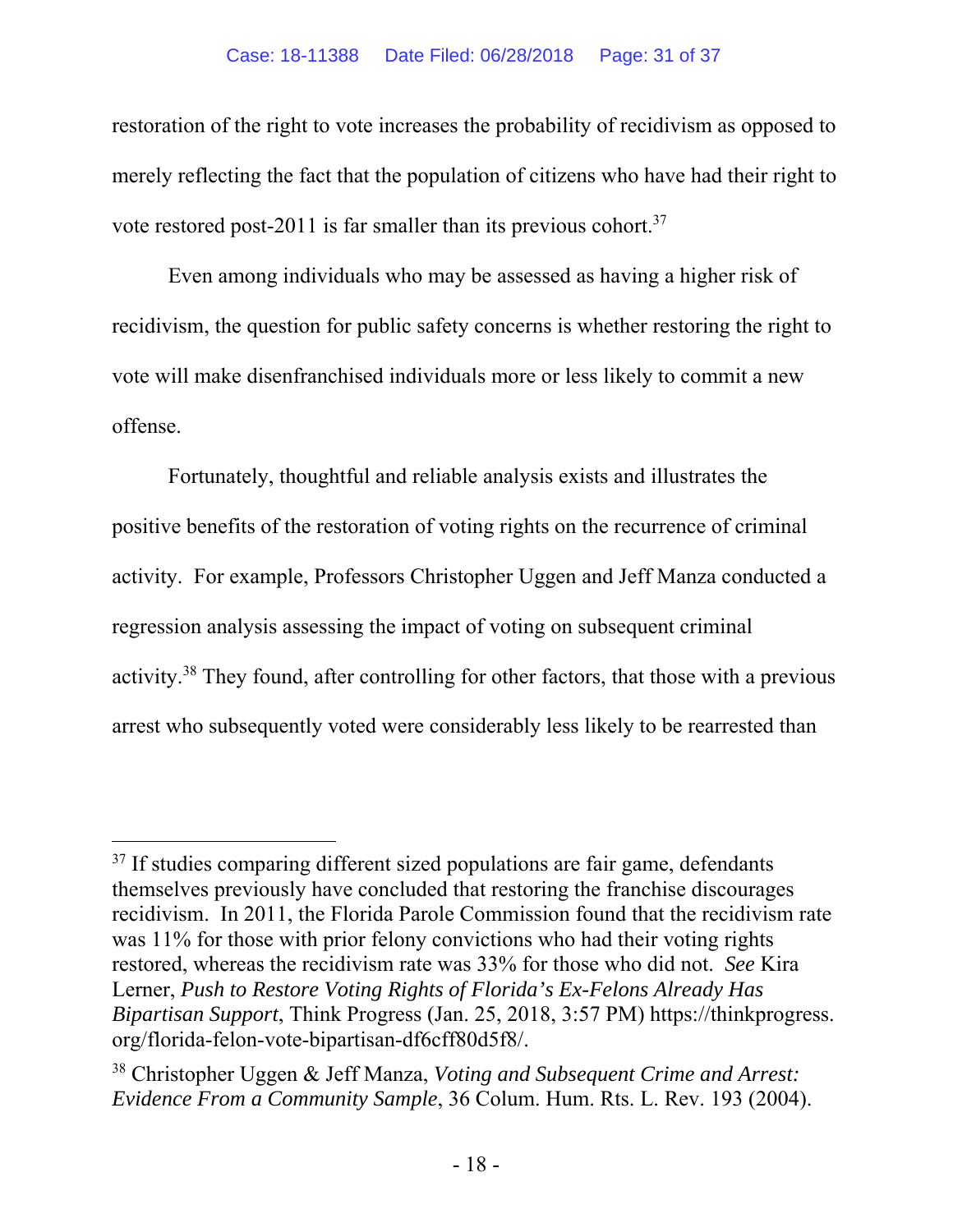restoration of the right to vote increases the probability of recidivism as opposed to merely reflecting the fact that the population of citizens who have had their right to vote restored post-2011 is far smaller than its previous cohort.[37]

Even among individuals who may be assessed as having a higher risk of recidivism, the question for public safety concerns is whether restoring the right to vote will make disenfranchised individuals more or less likely to commit a new offense.

Fortunately, thoughtful and reliable analysis exists and illustrates the positive benefits of the restoration of voting rights on the recurrence of criminal activity. For example, Professors Christopher Uggen and Jeff Manza conducted a regression analysis assessing the impact of voting on subsequent criminal activity.[38] They found, after controlling for other factors, that those with a previous arrest who subsequently voted were considerably less likely to be rearrested than

---

[37] If studies comparing different sized populations are fair game, defendants themselves previously have concluded that restoring the franchise discourages recidivism. In 2011, the Florida Parole Commission found that the recidivism rate was 11% for those with prior felony convictions who had their voting rights restored, whereas the recidivism rate was 33% for those who did not. *See* Kira Lerner, *Push to Restore Voting Rights of Florida's Ex-Felons Already Has Bipartisan Support*, Think Progress (Jan. 25, 2018, 3:57 PM) https://thinkprogress.org/florida-felon-vote-bipartisan-df6cff80d5f8/.

[38] Christopher Uggen & Jeff Manza, *Voting and Subsequent Crime and Arrest: Evidence From a Community Sample*, 36 Colum. Hum. Rts. L. Rev. 193 (2004).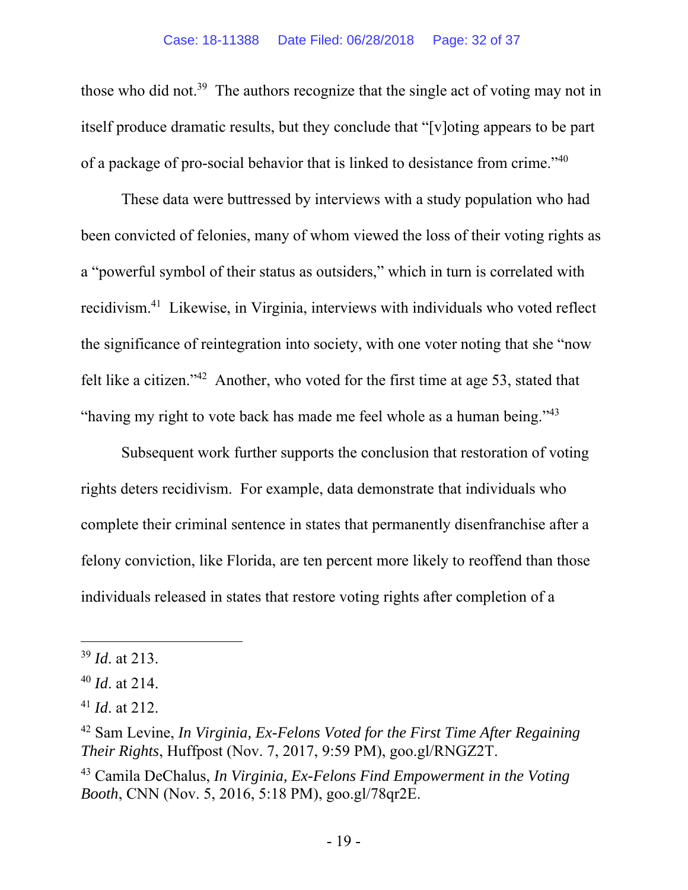those who did not.[39] The authors recognize that the single act of voting may not in itself produce dramatic results, but they conclude that "[v]oting appears to be part of a package of pro-social behavior that is linked to desistance from crime."[40]

These data were buttressed by interviews with a study population who had been convicted of felonies, many of whom viewed the loss of their voting rights as a "powerful symbol of their status as outsiders," which in turn is correlated with recidivism.[41] Likewise, in Virginia, interviews with individuals who voted reflect the significance of reintegration into society, with one voter noting that she "now felt like a citizen."[42] Another, who voted for the first time at age 53, stated that "having my right to vote back has made me feel whole as a human being."[43]

Subsequent work further supports the conclusion that restoration of voting rights deters recidivism. For example, data demonstrate that individuals who complete their criminal sentence in states that permanently disenfranchise after a felony conviction, like Florida, are ten percent more likely to reoffend than those individuals released in states that restore voting rights after completion of a

---

[39] *Id*. at 213.

[40] *Id*. at 214.

[41] *Id*. at 212.

[42] Sam Levine, *In Virginia, Ex-Felons Voted for the First Time After Regaining Their Rights*, Huffpost (Nov. 7, 2017, 9:59 PM), goo.gl/RNGZ2T.

[43] Camila DeChalus, *In Virginia, Ex-Felons Find Empowerment in the Voting Booth*, CNN (Nov. 5, 2016, 5:18 PM), goo.gl/78qr2E.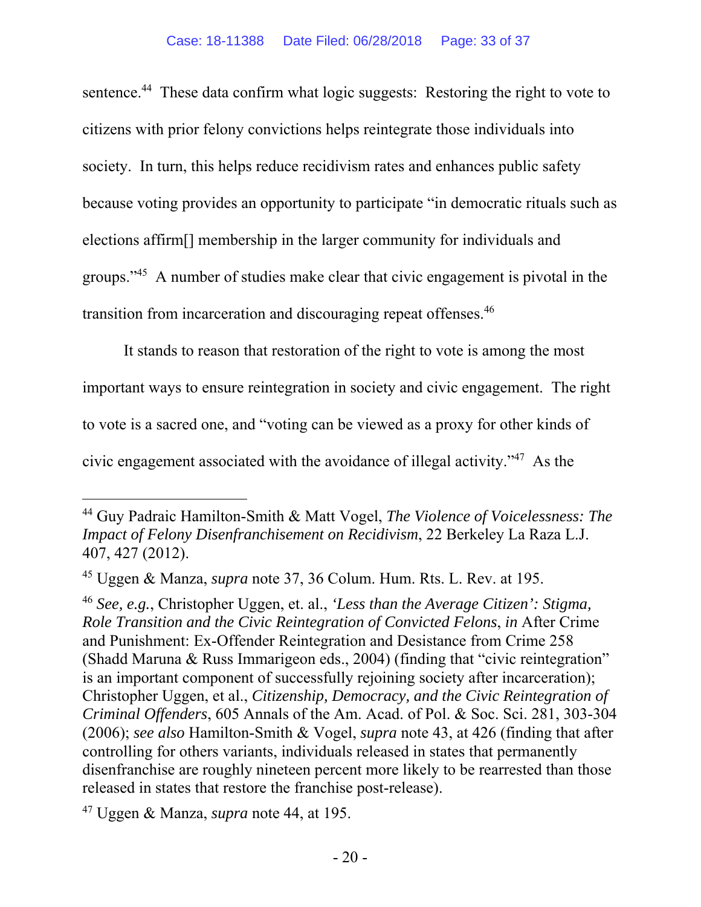sentence.[44] These data confirm what logic suggests: Restoring the right to vote to citizens with prior felony convictions helps reintegrate those individuals into society. In turn, this helps reduce recidivism rates and enhances public safety because voting provides an opportunity to participate "in democratic rituals such as elections affirm[] membership in the larger community for individuals and groups."[45] A number of studies make clear that civic engagement is pivotal in the transition from incarceration and discouraging repeat offenses.[46]

It stands to reason that restoration of the right to vote is among the most important ways to ensure reintegration in society and civic engagement. The right to vote is a sacred one, and "voting can be viewed as a proxy for other kinds of civic engagement associated with the avoidance of illegal activity."[47] As the

---

[44] Guy Padraic Hamilton-Smith & Matt Vogel, *The Violence of Voicelessness: The Impact of Felony Disenfranchisement on Recidivism*, 22 Berkeley La Raza L.J. 407, 427 (2012).

[45] Uggen & Manza, *supra* note 37, 36 Colum. Hum. Rts. L. Rev. at 195.

[46] *See, e.g.*, Christopher Uggen, et. al., *'Less than the Average Citizen': Stigma, Role Transition and the Civic Reintegration of Convicted Felons*, *in* After Crime and Punishment: Ex-Offender Reintegration and Desistance from Crime 258 (Shadd Maruna & Russ Immarigeon eds., 2004) (finding that "civic reintegration" is an important component of successfully rejoining society after incarceration); Christopher Uggen, et al., *Citizenship, Democracy, and the Civic Reintegration of Criminal Offenders*, 605 Annals of the Am. Acad. of Pol. & Soc. Sci. 281, 303-304 (2006); *see also* Hamilton-Smith & Vogel, *supra* note 43, at 426 (finding that after controlling for others variants, individuals released in states that permanently disenfranchise are roughly nineteen percent more likely to be rearrested than those released in states that restore the franchise post-release).

[47] Uggen & Manza, *supra* note 44, at 195.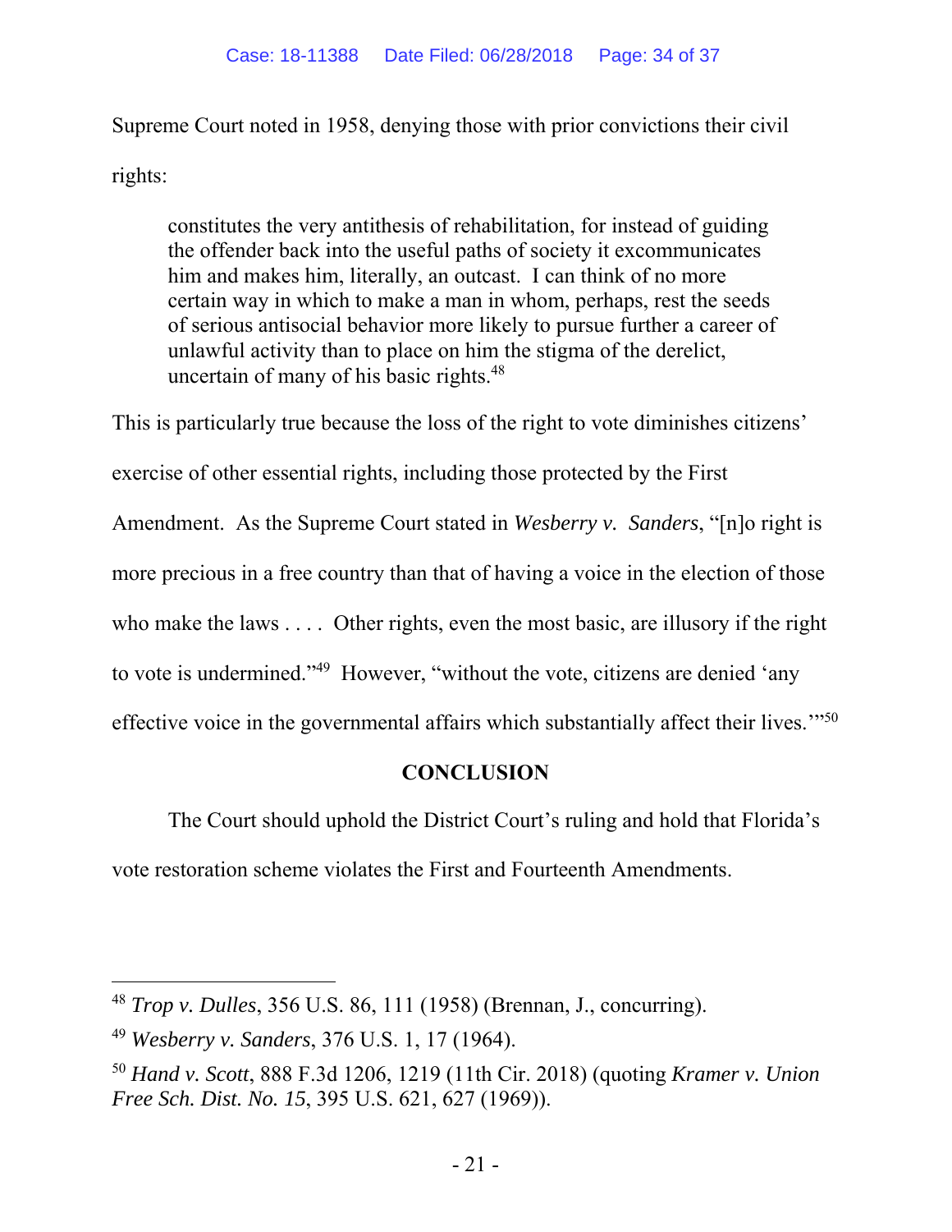Supreme Court noted in 1958, denying those with prior convictions their civil rights:

> constitutes the very antithesis of rehabilitation, for instead of guiding the offender back into the useful paths of society it excommunicates him and makes him, literally, an outcast. I can think of no more certain way in which to make a man in whom, perhaps, rest the seeds of serious antisocial behavior more likely to pursue further a career of unlawful activity than to place on him the stigma of the derelict, uncertain of many of his basic rights.[48]

This is particularly true because the loss of the right to vote diminishes citizens' exercise of other essential rights, including those protected by the First Amendment. As the Supreme Court stated in *Wesberry v. Sanders*, "[n]o right is more precious in a free country than that of having a voice in the election of those who make the laws . . . . Other rights, even the most basic, are illusory if the right to vote is undermined."[49] However, "without the vote, citizens are denied 'any effective voice in the governmental affairs which substantially affect their lives.'"[50]

## CONCLUSION

The Court should uphold the District Court's ruling and hold that Florida's vote restoration scheme violates the First and Fourteenth Amendments.

---

[48] *Trop v. Dulles*, 356 U.S. 86, 111 (1958) (Brennan, J., concurring).

[49] *Wesberry v. Sanders*, 376 U.S. 1, 17 (1964).

[50] *Hand v. Scott*, 888 F.3d 1206, 1219 (11th Cir. 2018) (quoting *Kramer v. Union Free Sch. Dist. No. 15*, 395 U.S. 621, 627 (1969)).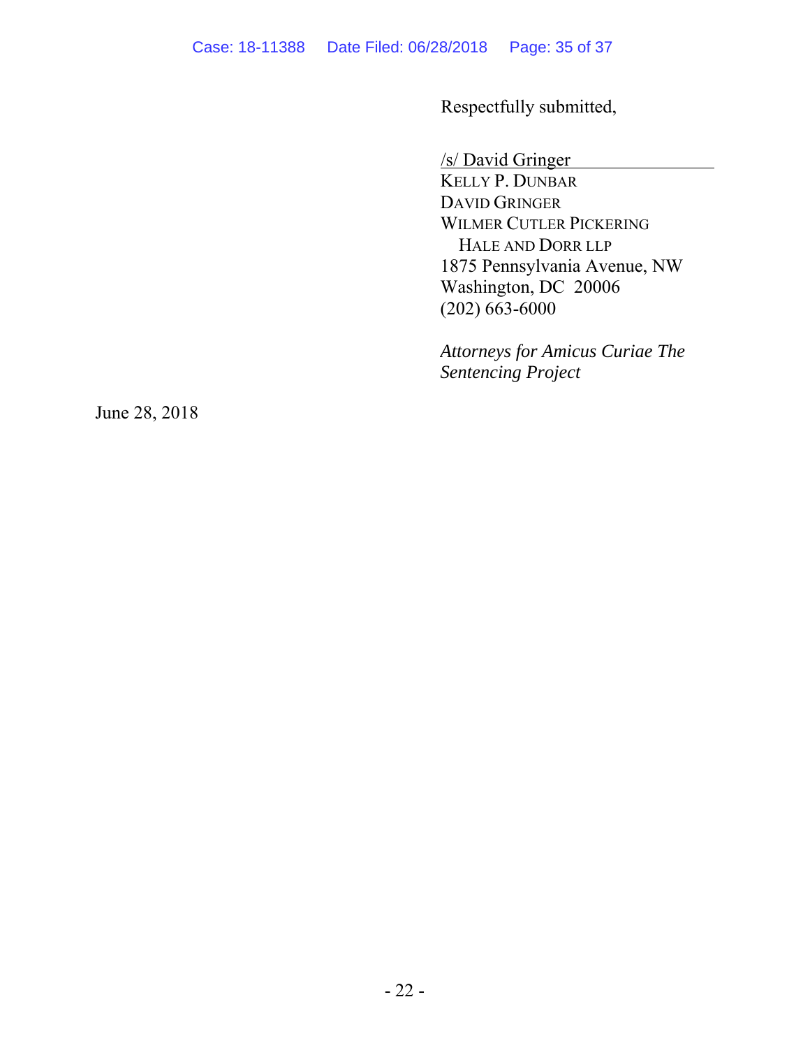Respectfully submitted,

/s/ David Gringer
KELLY P. DUNBAR
DAVID GRINGER
WILMER CUTLER PICKERING
HALE AND DORR LLP
1875 Pennsylvania Avenue, NW
Washington, DC 20006
(202) 663-6000

*Attorneys for Amicus Curiae The Sentencing Project*

June 28, 2018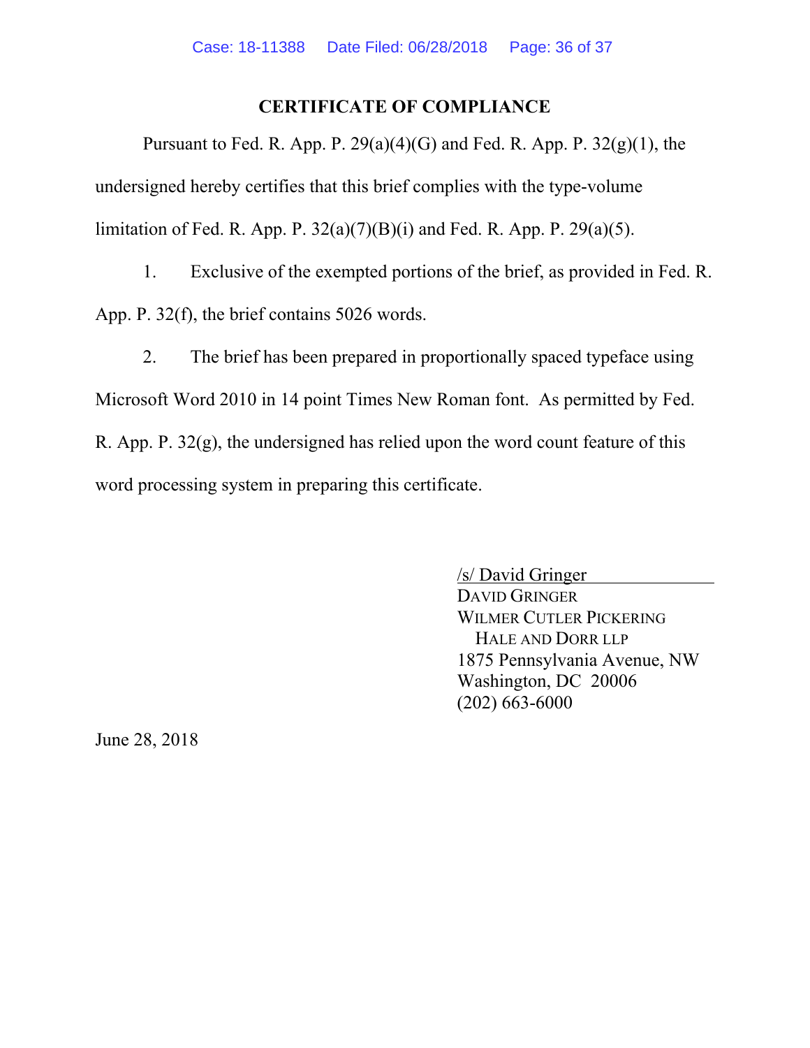# CERTIFICATE OF COMPLIANCE

Pursuant to Fed. R. App. P. 29(a)(4)(G) and Fed. R. App. P. 32(g)(1), the undersigned hereby certifies that this brief complies with the type-volume limitation of Fed. R. App. P. 32(a)(7)(B)(i) and Fed. R. App. P. 29(a)(5).

1. Exclusive of the exempted portions of the brief, as provided in Fed. R. App. P. 32(f), the brief contains 5026 words.

2. The brief has been prepared in proportionally spaced typeface using Microsoft Word 2010 in 14 point Times New Roman font. As permitted by Fed. R. App. P. 32(g), the undersigned has relied upon the word count feature of this word processing system in preparing this certificate.

/s/ David Gringer
DAVID GRINGER
WILMER CUTLER PICKERING
HALE AND DORR LLP
1875 Pennsylvania Avenue, NW
Washington, DC 20006
(202) 663-6000

June 28, 2018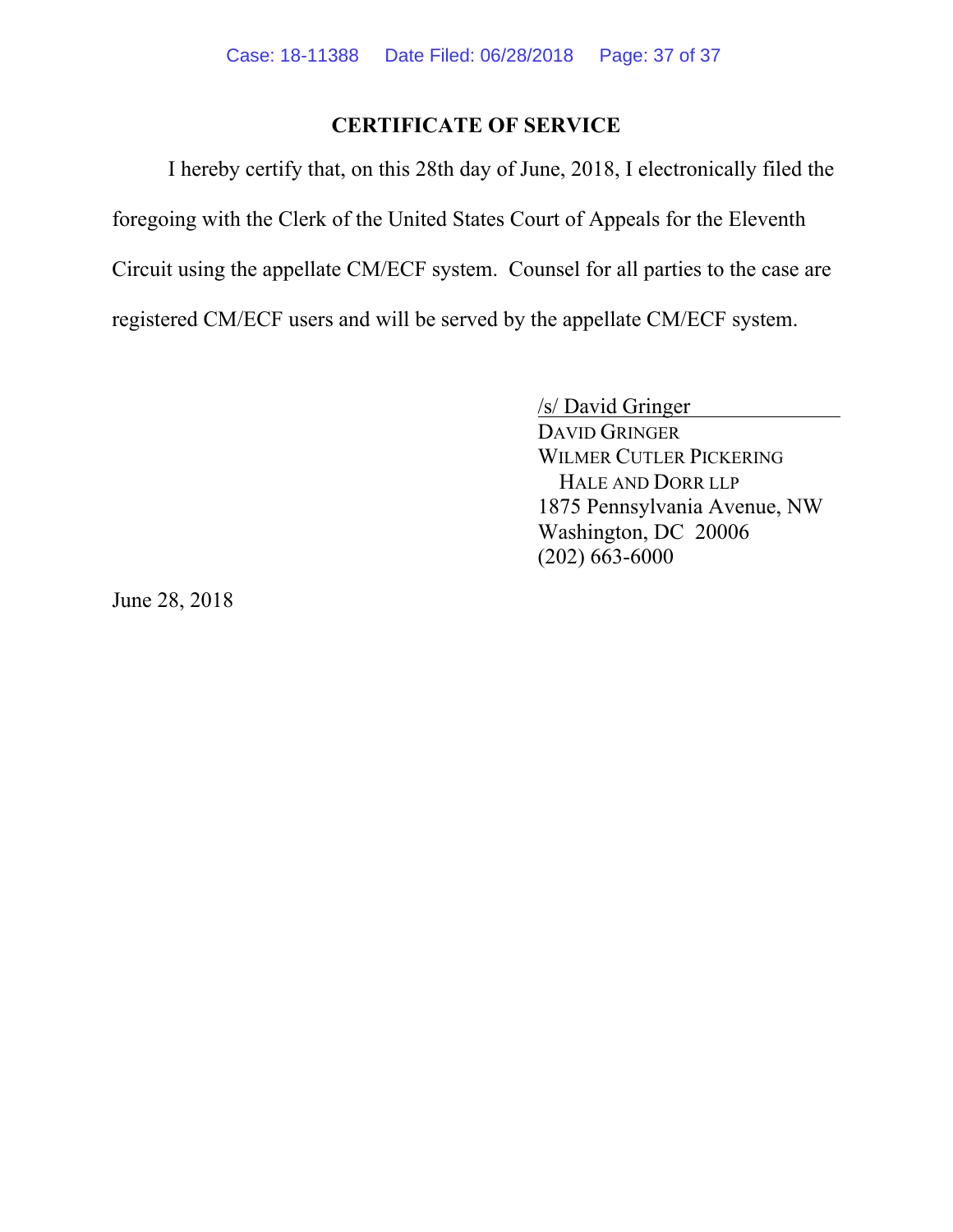## CERTIFICATE OF SERVICE

I hereby certify that, on this 28th day of June, 2018, I electronically filed the foregoing with the Clerk of the United States Court of Appeals for the Eleventh Circuit using the appellate CM/ECF system. Counsel for all parties to the case are registered CM/ECF users and will be served by the appellate CM/ECF system.

/s/ David Gringer
DAVID GRINGER
WILMER CUTLER PICKERING
HALE AND DORR LLP
1875 Pennsylvania Avenue, NW
Washington, DC 20006
(202) 663-6000

June 28, 2018